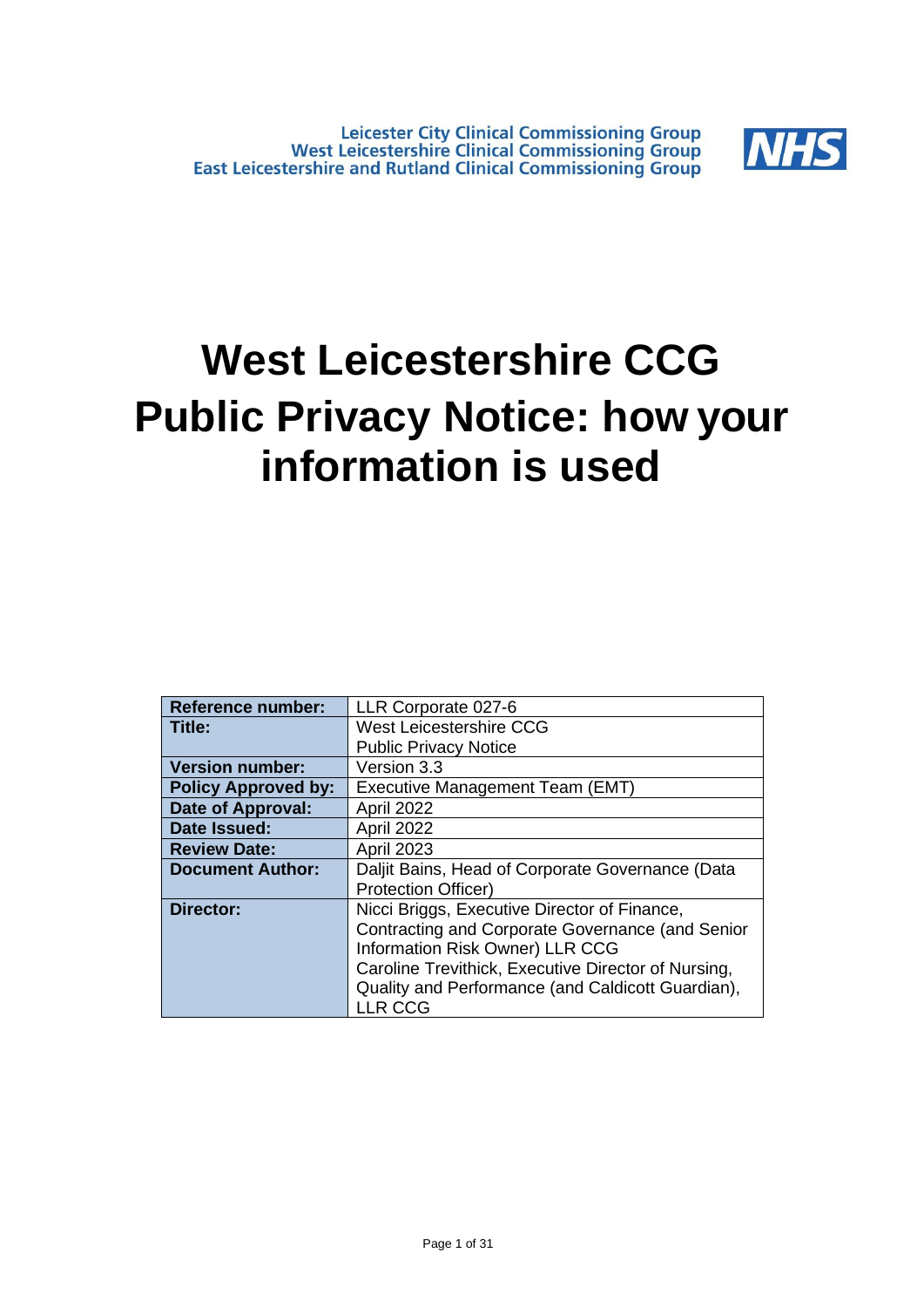Leicester City Clinical Commissioning Group
West Leicestershire Clinical Commissioning Group
East Leicestershire and Rutland Clinical Commissioning Group

NHS

# West Leicestershire CCG Public Privacy Notice: how your information is used

| **Reference number:** | LLR Corporate 027-6 |
|---|---|
| **Title:** | West Leicestershire CCG<br>Public Privacy Notice |
| **Version number:** | Version 3.3 |
| **Policy Approved by:** | Executive Management Team (EMT) |
| **Date of Approval:** | April 2022 |
| **Date Issued:** | April 2022 |
| **Review Date:** | April 2023 |
| **Document Author:** | Daljit Bains, Head of Corporate Governance (Data Protection Officer) |
| **Director:** | Nicci Briggs, Executive Director of Finance, Contracting and Corporate Governance (and Senior Information Risk Owner) LLR CCG<br>Caroline Trevithick, Executive Director of Nursing, Quality and Performance (and Caldicott Guardian), LLR CCG |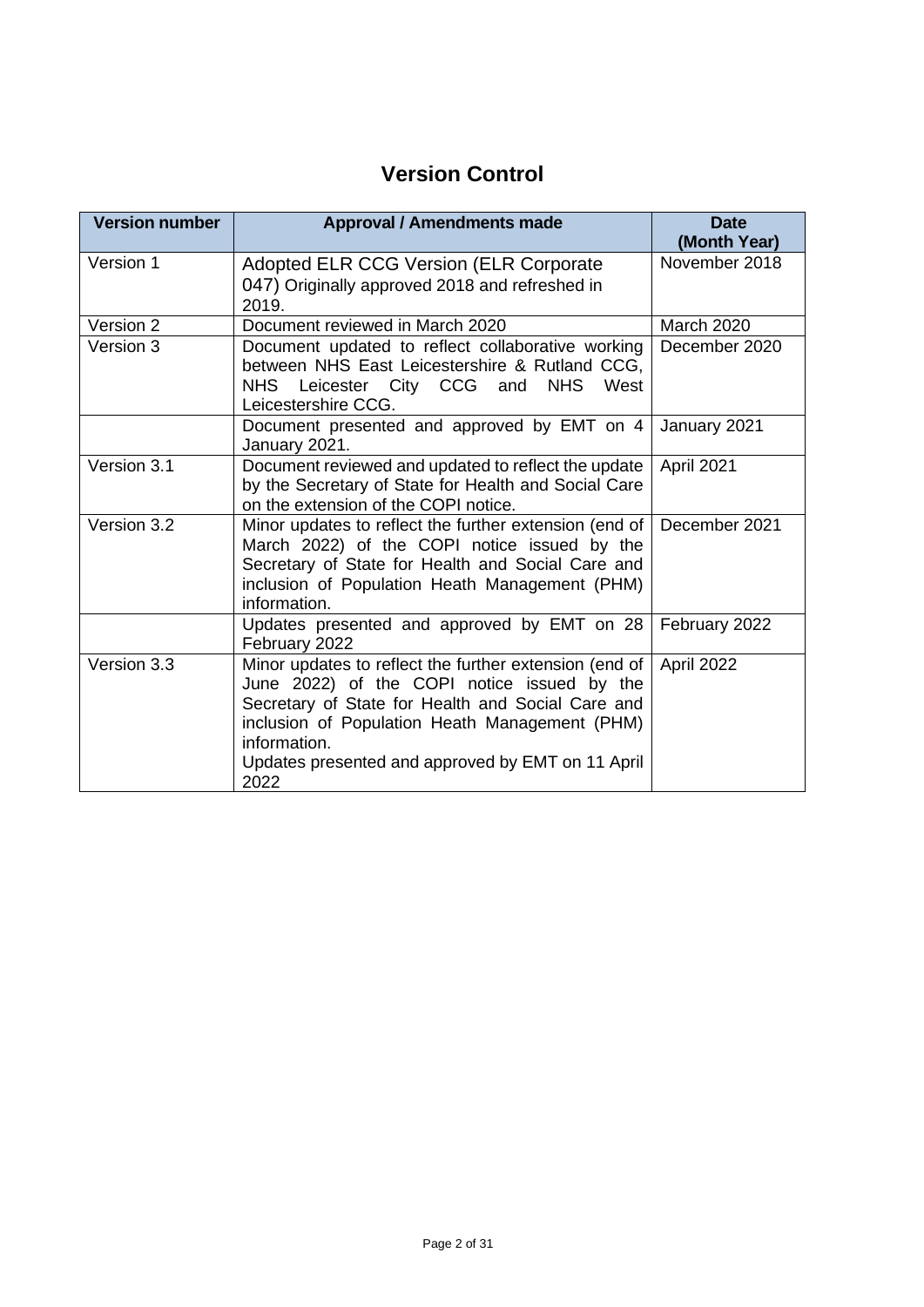# Version Control

| Version number | Approval / Amendments made | Date (Month Year) |
|---|---|---|
| Version 1 | Adopted ELR CCG Version (ELR Corporate 047) Originally approved 2018 and refreshed in 2019. | November 2018 |
| Version 2 | Document reviewed in March 2020 | March 2020 |
| Version 3 | Document updated to reflect collaborative working between NHS East Leicestershire & Rutland CCG, NHS Leicester City CCG and NHS West Leicestershire CCG. | December 2020 |
| | Document presented and approved by EMT on 4 January 2021. | January 2021 |
| Version 3.1 | Document reviewed and updated to reflect the update by the Secretary of State for Health and Social Care on the extension of the COPI notice. | April 2021 |
| Version 3.2 | Minor updates to reflect the further extension (end of March 2022) of the COPI notice issued by the Secretary of State for Health and Social Care and inclusion of Population Heath Management (PHM) information. | December 2021 |
| | Updates presented and approved by EMT on 28 February 2022 | February 2022 |
| Version 3.3 | Minor updates to reflect the further extension (end of June 2022) of the COPI notice issued by the Secretary of State for Health and Social Care and inclusion of Population Heath Management (PHM) information.<br>Updates presented and approved by EMT on 11 April 2022 | April 2022 |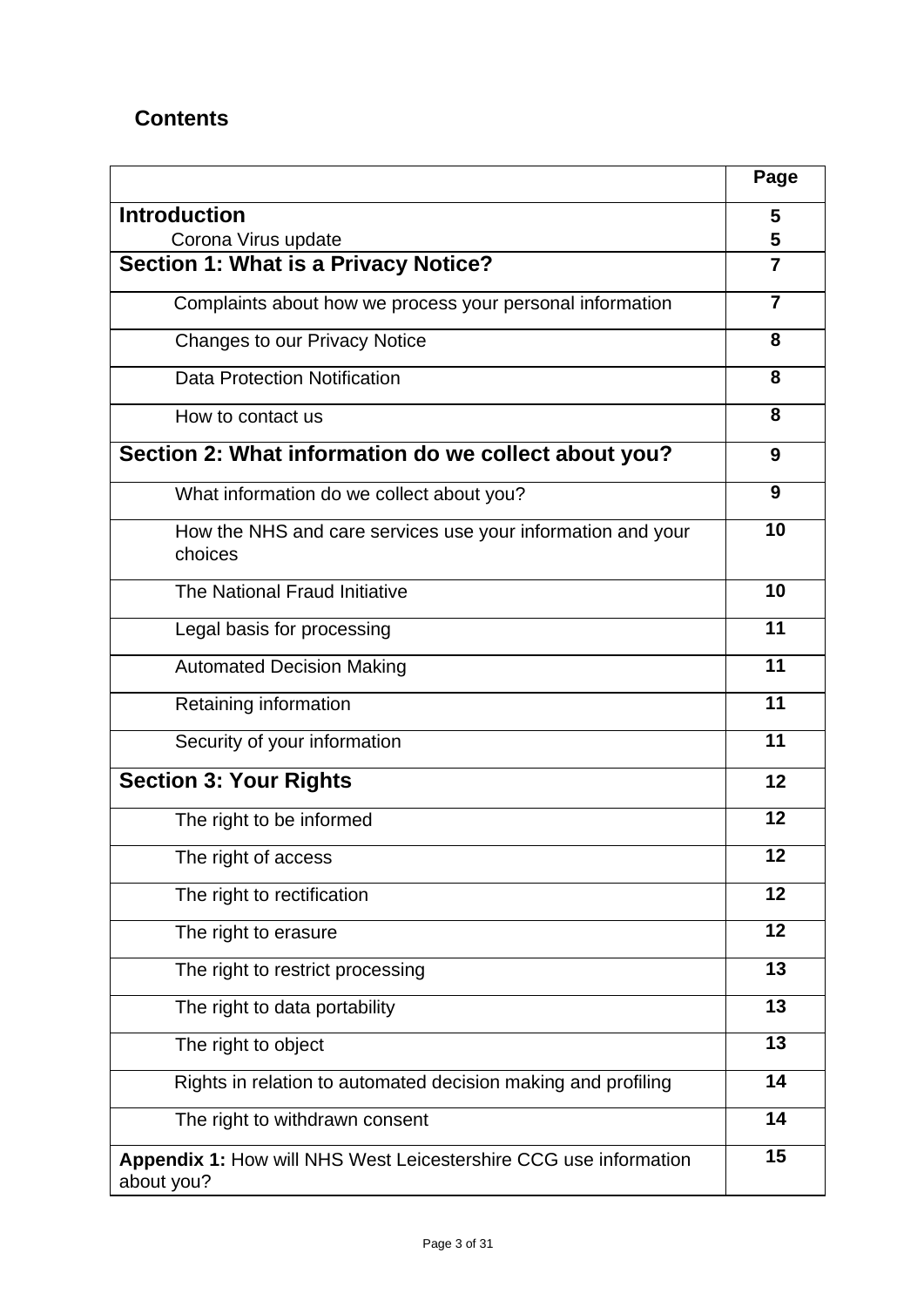## Contents

| | Page |
|---|---|
| **Introduction**<br>Corona Virus update | **5**<br>**5** |
| **Section 1: What is a Privacy Notice?** | **7** |
| Complaints about how we process your personal information | **7** |
| Changes to our Privacy Notice | **8** |
| Data Protection Notification | **8** |
| How to contact us | **8** |
| **Section 2: What information do we collect about you?** | **9** |
| What information do we collect about you? | **9** |
| How the NHS and care services use your information and your choices | **10** |
| The National Fraud Initiative | **10** |
| Legal basis for processing | **11** |
| Automated Decision Making | **11** |
| Retaining information | **11** |
| Security of your information | **11** |
| **Section 3: Your Rights** | **12** |
| The right to be informed | **12** |
| The right of access | **12** |
| The right to rectification | **12** |
| The right to erasure | **12** |
| The right to restrict processing | **13** |
| The right to data portability | **13** |
| The right to object | **13** |
| Rights in relation to automated decision making and profiling | **14** |
| The right to withdrawn consent | **14** |
| **Appendix 1:** How will NHS West Leicestershire CCG use information about you? | **15** |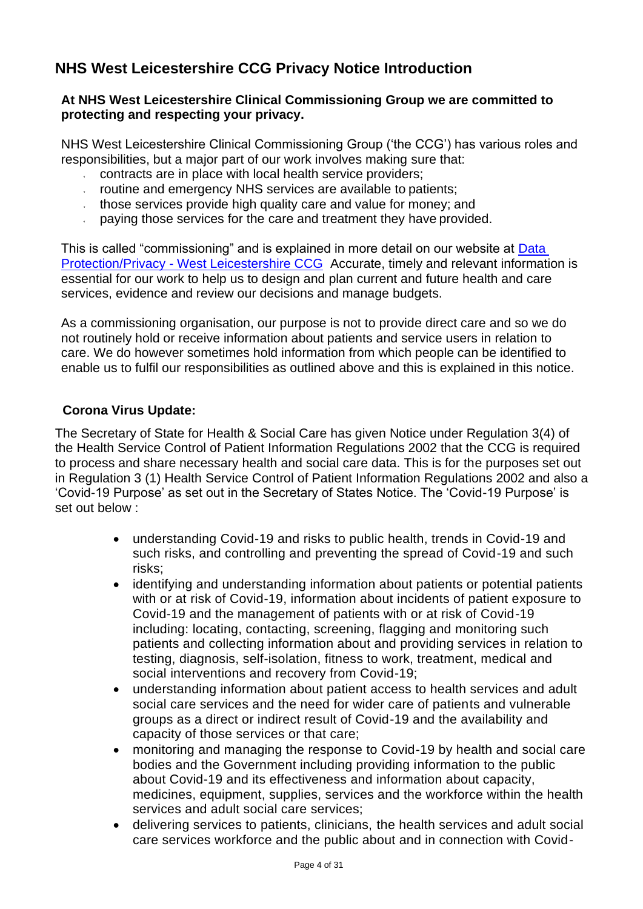## NHS West Leicestershire CCG Privacy Notice Introduction

**At NHS West Leicestershire Clinical Commissioning Group we are committed to protecting and respecting your privacy.**

NHS West Leicestershire Clinical Commissioning Group ('the CCG') has various roles and responsibilities, but a major part of our work involves making sure that:

- contracts are in place with local health service providers;
- routine and emergency NHS services are available to patients;
- those services provide high quality care and value for money; and
- paying those services for the care and treatment they have provided.

This is called "commissioning" and is explained in more detail on our website at [Data Protection/Privacy - West Leicestershire CCG](Data Protection/Privacy - West Leicestershire CCG) Accurate, timely and relevant information is essential for our work to help us to design and plan current and future health and care services, evidence and review our decisions and manage budgets.

As a commissioning organisation, our purpose is not to provide direct care and so we do not routinely hold or receive information about patients and service users in relation to care. We do however sometimes hold information from which people can be identified to enable us to fulfil our responsibilities as outlined above and this is explained in this notice.

**Corona Virus Update:**

The Secretary of State for Health & Social Care has given Notice under Regulation 3(4) of the Health Service Control of Patient Information Regulations 2002 that the CCG is required to process and share necessary health and social care data. This is for the purposes set out in Regulation 3 (1) Health Service Control of Patient Information Regulations 2002 and also a 'Covid-19 Purpose' as set out in the Secretary of States Notice. The 'Covid-19 Purpose' is set out below :

- understanding Covid-19 and risks to public health, trends in Covid-19 and such risks, and controlling and preventing the spread of Covid-19 and such risks;
- identifying and understanding information about patients or potential patients with or at risk of Covid-19, information about incidents of patient exposure to Covid-19 and the management of patients with or at risk of Covid-19 including: locating, contacting, screening, flagging and monitoring such patients and collecting information about and providing services in relation to testing, diagnosis, self-isolation, fitness to work, treatment, medical and social interventions and recovery from Covid-19;
- understanding information about patient access to health services and adult social care services and the need for wider care of patients and vulnerable groups as a direct or indirect result of Covid-19 and the availability and capacity of those services or that care;
- monitoring and managing the response to Covid-19 by health and social care bodies and the Government including providing information to the public about Covid-19 and its effectiveness and information about capacity, medicines, equipment, supplies, services and the workforce within the health services and adult social care services;
- delivering services to patients, clinicians, the health services and adult social care services workforce and the public about and in connection with Covid-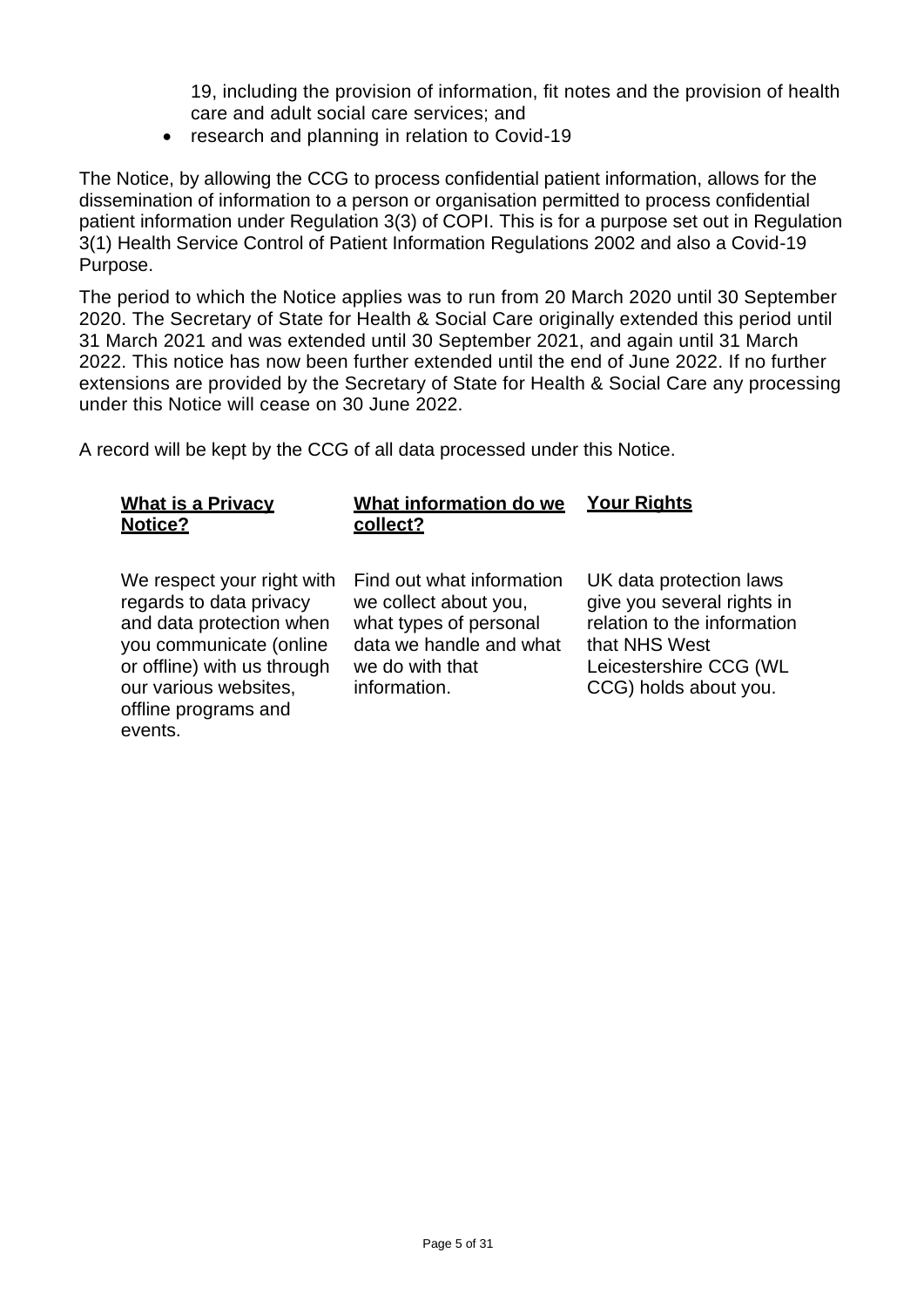19, including the provision of information, fit notes and the provision of health care and adult social care services; and

- research and planning in relation to Covid-19

The Notice, by allowing the CCG to process confidential patient information, allows for the dissemination of information to a person or organisation permitted to process confidential patient information under Regulation 3(3) of COPI. This is for a purpose set out in Regulation 3(1) Health Service Control of Patient Information Regulations 2002 and also a Covid-19 Purpose.

The period to which the Notice applies was to run from 20 March 2020 until 30 September 2020. The Secretary of State for Health & Social Care originally extended this period until 31 March 2021 and was extended until 30 September 2021, and again until 31 March 2022. This notice has now been further extended until the end of June 2022. If no further extensions are provided by the Secretary of State for Health & Social Care any processing under this Notice will cease on 30 June 2022.

A record will be kept by the CCG of all data processed under this Notice.

| **What is a Privacy Notice?** | **What information do we collect?** | **Your Rights** |
| --- | --- | --- |
| We respect your right with regards to data privacy and data protection when you communicate (online or offline) with us through our various websites, offline programs and events. | Find out what information we collect about you, what types of personal data we handle and what we do with that information. | UK data protection laws give you several rights in relation to the information that NHS West Leicestershire CCG (WL CCG) holds about you. |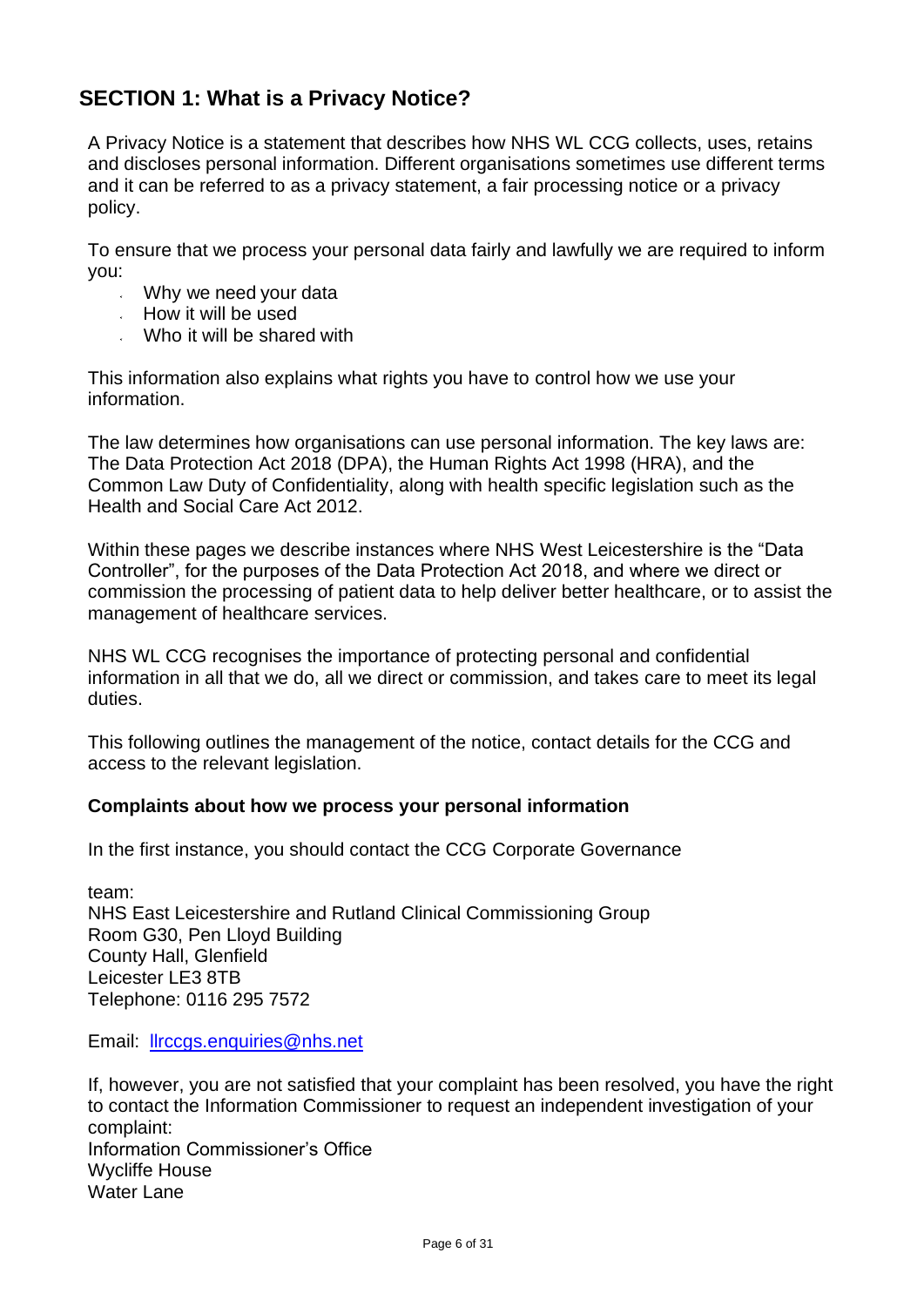## SECTION 1: What is a Privacy Notice?

A Privacy Notice is a statement that describes how NHS WL CCG collects, uses, retains and discloses personal information. Different organisations sometimes use different terms and it can be referred to as a privacy statement, a fair processing notice or a privacy policy.

To ensure that we process your personal data fairly and lawfully we are required to inform you:

- Why we need your data
- How it will be used
- Who it will be shared with

This information also explains what rights you have to control how we use your information.

The law determines how organisations can use personal information. The key laws are: The Data Protection Act 2018 (DPA), the Human Rights Act 1998 (HRA), and the Common Law Duty of Confidentiality, along with health specific legislation such as the Health and Social Care Act 2012.

Within these pages we describe instances where NHS West Leicestershire is the "Data Controller", for the purposes of the Data Protection Act 2018, and where we direct or commission the processing of patient data to help deliver better healthcare, or to assist the management of healthcare services.

NHS WL CCG recognises the importance of protecting personal and confidential information in all that we do, all we direct or commission, and takes care to meet its legal duties.

This following outlines the management of the notice, contact details for the CCG and access to the relevant legislation.

**Complaints about how we process your personal information**

In the first instance, you should contact the CCG Corporate Governance

team:
NHS East Leicestershire and Rutland Clinical Commissioning Group
Room G30, Pen Lloyd Building
County Hall, Glenfield
Leicester LE3 8TB
Telephone: 0116 295 7572

Email: [llrccgs.enquiries@nhs.net](mailto:llrccgs.enquiries@nhs.net)

If, however, you are not satisfied that your complaint has been resolved, you have the right to contact the Information Commissioner to request an independent investigation of your complaint:
Information Commissioner's Office
Wycliffe House
Water Lane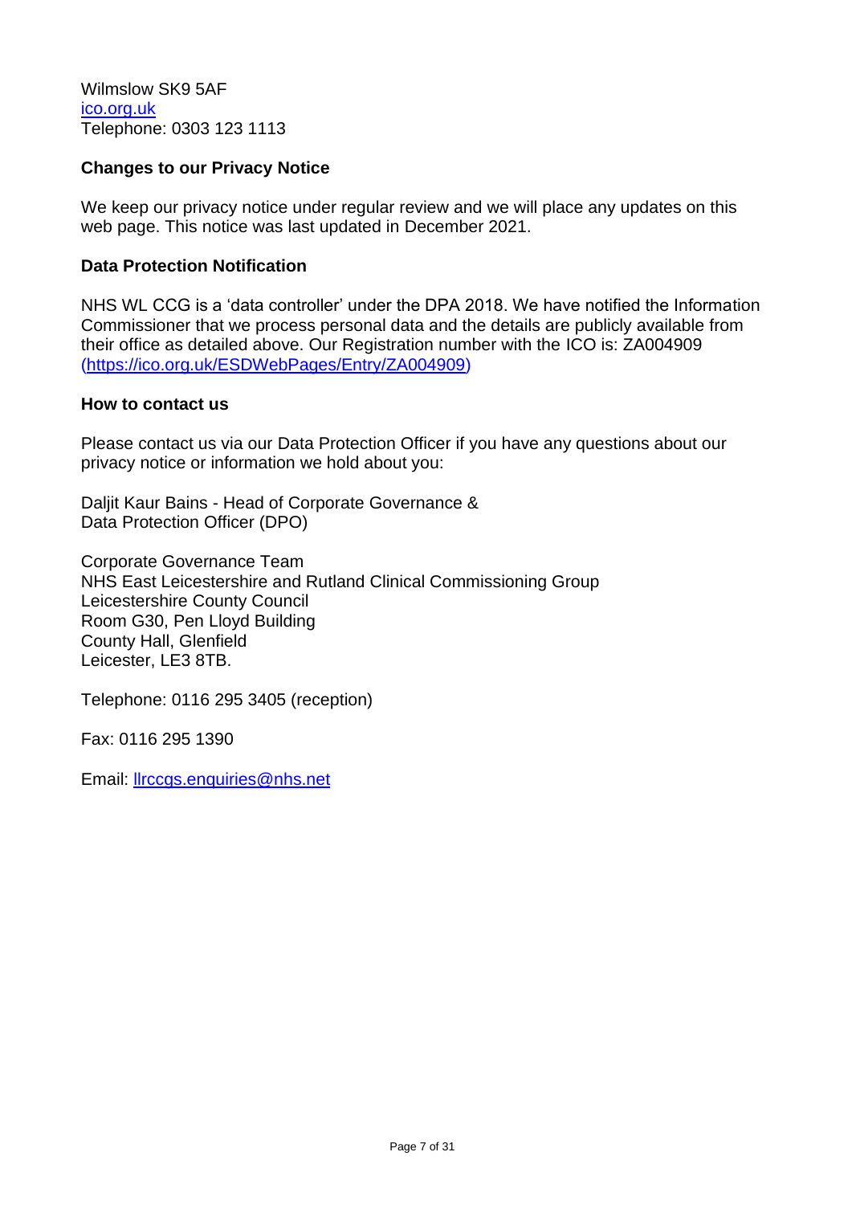Wilmslow SK9 5AF
[ico.org.uk](ico.org.uk)
Telephone: 0303 123 1113

**Changes to our Privacy Notice**

We keep our privacy notice under regular review and we will place any updates on this web page. This notice was last updated in December 2021.

**Data Protection Notification**

NHS WL CCG is a 'data controller' under the DPA 2018. We have notified the Information Commissioner that we process personal data and the details are publicly available from their office as detailed above. Our Registration number with the ICO is: ZA004909 [(https://ico.org.uk/ESDWebPages/Entry/ZA004909)](https://ico.org.uk/ESDWebPages/Entry/ZA004909)

**How to contact us**

Please contact us via our Data Protection Officer if you have any questions about our privacy notice or information we hold about you:

Daljit Kaur Bains - Head of Corporate Governance &
Data Protection Officer (DPO)

Corporate Governance Team
NHS East Leicestershire and Rutland Clinical Commissioning Group
Leicestershire County Council
Room G30, Pen Lloyd Building
County Hall, Glenfield
Leicester, LE3 8TB.

Telephone: 0116 295 3405 (reception)

Fax: 0116 295 1390

Email: [llrccgs.enquiries@nhs.net](mailto:llrccgs.enquiries@nhs.net)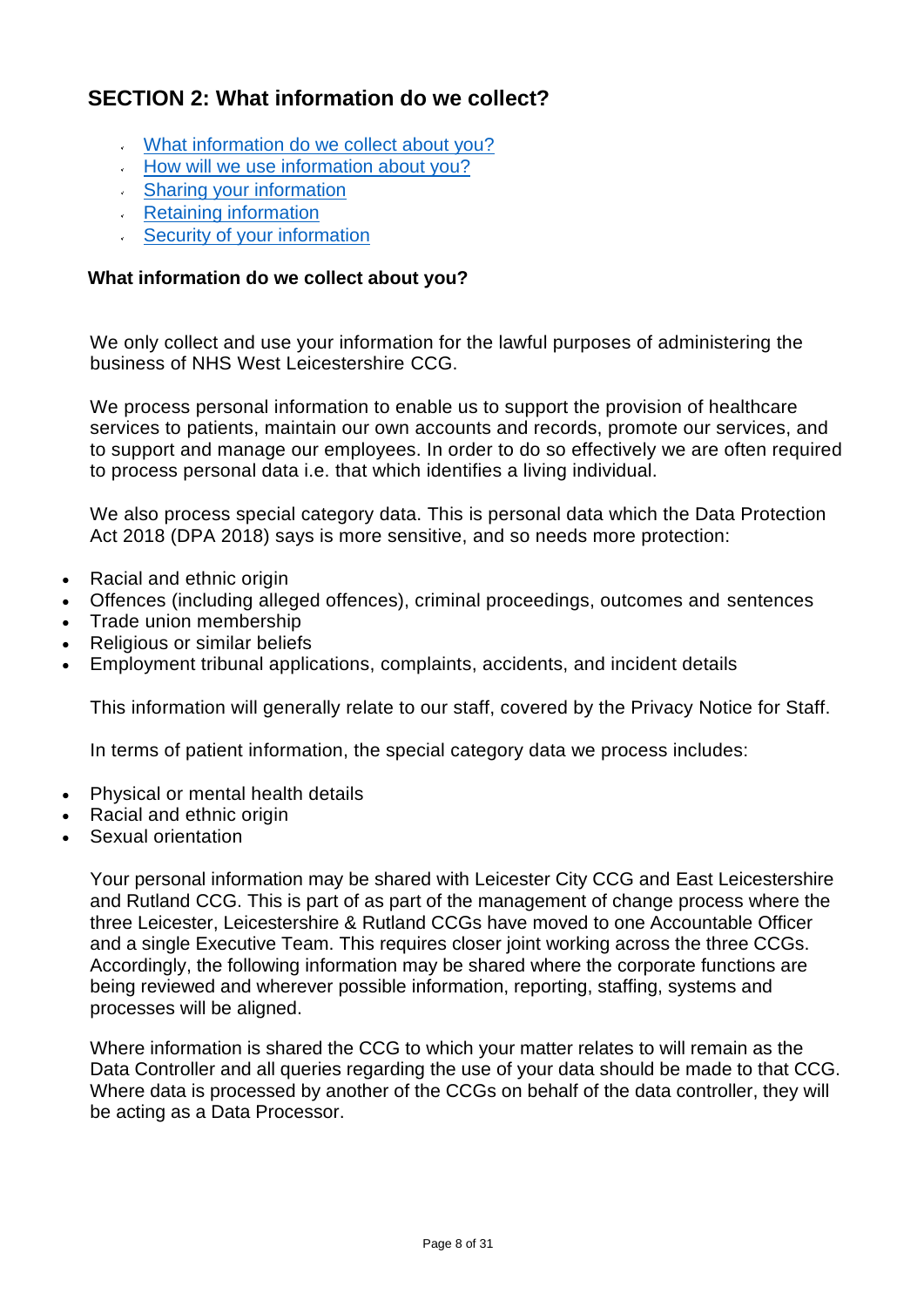## SECTION 2: What information do we collect?

- What information do we collect about you?
- How will we use information about you?
- Sharing your information
- Retaining information
- Security of your information

### What information do we collect about you?

We only collect and use your information for the lawful purposes of administering the business of NHS West Leicestershire CCG.

We process personal information to enable us to support the provision of healthcare services to patients, maintain our own accounts and records, promote our services, and to support and manage our employees. In order to do so effectively we are often required to process personal data i.e. that which identifies a living individual.

We also process special category data. This is personal data which the Data Protection Act 2018 (DPA 2018) says is more sensitive, and so needs more protection:

- Racial and ethnic origin
- Offences (including alleged offences), criminal proceedings, outcomes and sentences
- Trade union membership
- Religious or similar beliefs
- Employment tribunal applications, complaints, accidents, and incident details

This information will generally relate to our staff, covered by the Privacy Notice for Staff.

In terms of patient information, the special category data we process includes:

- Physical or mental health details
- Racial and ethnic origin
- Sexual orientation

Your personal information may be shared with Leicester City CCG and East Leicestershire and Rutland CCG. This is part of as part of the management of change process where the three Leicester, Leicestershire & Rutland CCGs have moved to one Accountable Officer and a single Executive Team. This requires closer joint working across the three CCGs. Accordingly, the following information may be shared where the corporate functions are being reviewed and wherever possible information, reporting, staffing, systems and processes will be aligned.

Where information is shared the CCG to which your matter relates to will remain as the Data Controller and all queries regarding the use of your data should be made to that CCG. Where data is processed by another of the CCGs on behalf of the data controller, they will be acting as a Data Processor.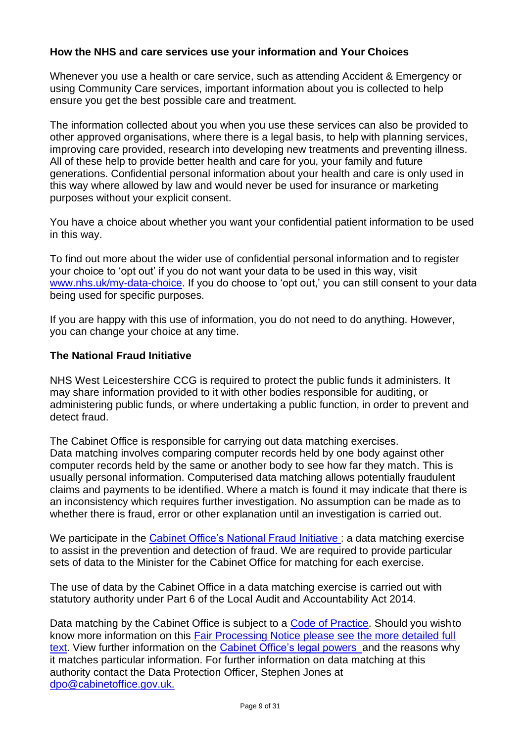**How the NHS and care services use your information and Your Choices**

Whenever you use a health or care service, such as attending Accident & Emergency or using Community Care services, important information about you is collected to help ensure you get the best possible care and treatment.

The information collected about you when you use these services can also be provided to other approved organisations, where there is a legal basis, to help with planning services, improving care provided, research into developing new treatments and preventing illness. All of these help to provide better health and care for you, your family and future generations. Confidential personal information about your health and care is only used in this way where allowed by law and would never be used for insurance or marketing purposes without your explicit consent.

You have a choice about whether you want your confidential patient information to be used in this way.

To find out more about the wider use of confidential personal information and to register your choice to 'opt out' if you do not want your data to be used in this way, visit [www.nhs.uk/my-data-choice](www.nhs.uk/my-data-choice). If you do choose to 'opt out,' you can still consent to your data being used for specific purposes.

If you are happy with this use of information, you do not need to do anything. However, you can change your choice at any time.

**The National Fraud Initiative**

NHS West Leicestershire CCG is required to protect the public funds it administers. It may share information provided to it with other bodies responsible for auditing, or administering public funds, or where undertaking a public function, in order to prevent and detect fraud.

The Cabinet Office is responsible for carrying out data matching exercises. Data matching involves comparing computer records held by one body against other computer records held by the same or another body to see how far they match. This is usually personal information. Computerised data matching allows potentially fraudulent claims and payments to be identified. Where a match is found it may indicate that there is an inconsistency which requires further investigation. No assumption can be made as to whether there is fraud, error or other explanation until an investigation is carried out.

We participate in the Cabinet Office's National Fraud Initiative : a data matching exercise to assist in the prevention and detection of fraud. We are required to provide particular sets of data to the Minister for the Cabinet Office for matching for each exercise.

The use of data by the Cabinet Office in a data matching exercise is carried out with statutory authority under Part 6 of the Local Audit and Accountability Act 2014.

Data matching by the Cabinet Office is subject to a Code of Practice. Should you wish to know more information on this Fair Processing Notice please see the more detailed full text. View further information on the Cabinet Office's legal powers and the reasons why it matches particular information. For further information on data matching at this authority contact the Data Protection Officer, Stephen Jones at [dpo@cabinetoffice.gov.uk.](mailto:dpo@cabinetoffice.gov.uk)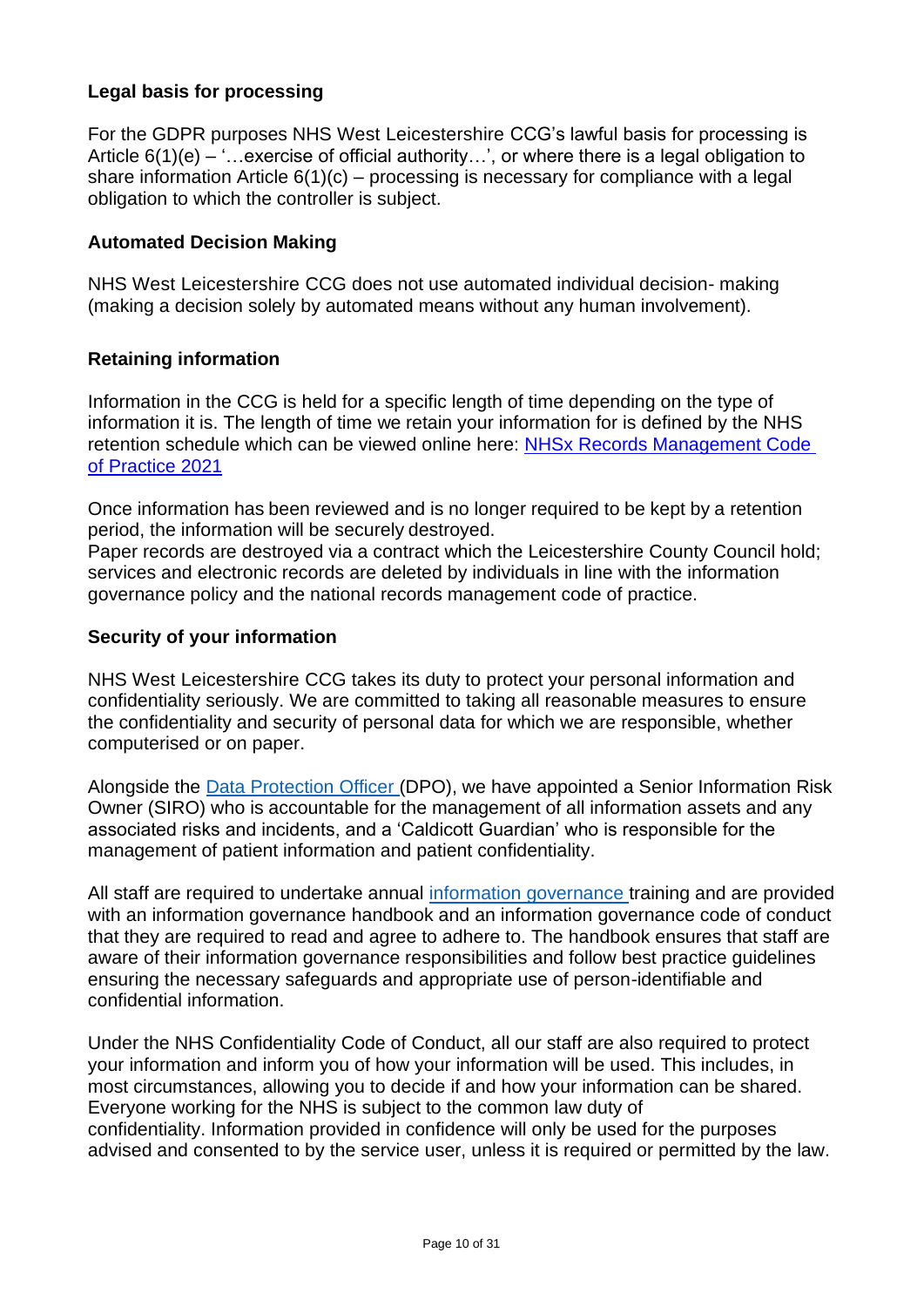### Legal basis for processing

For the GDPR purposes NHS West Leicestershire CCG's lawful basis for processing is Article 6(1)(e) – '…exercise of official authority…', or where there is a legal obligation to share information Article 6(1)(c) – processing is necessary for compliance with a legal obligation to which the controller is subject.

### Automated Decision Making

NHS West Leicestershire CCG does not use automated individual decision- making (making a decision solely by automated means without any human involvement).

### Retaining information

Information in the CCG is held for a specific length of time depending on the type of information it is. The length of time we retain your information for is defined by the NHS retention schedule which can be viewed online here: [NHSx Records Management Code of Practice 2021]

Once information has been reviewed and is no longer required to be kept by a retention period, the information will be securely destroyed.
Paper records are destroyed via a contract which the Leicestershire County Council hold; services and electronic records are deleted by individuals in line with the information governance policy and the national records management code of practice.

### Security of your information

NHS West Leicestershire CCG takes its duty to protect your personal information and confidentiality seriously. We are committed to taking all reasonable measures to ensure the confidentiality and security of personal data for which we are responsible, whether computerised or on paper.

Alongside the [Data Protection Officer] (DPO), we have appointed a Senior Information Risk Owner (SIRO) who is accountable for the management of all information assets and any associated risks and incidents, and a 'Caldicott Guardian' who is responsible for the management of patient information and patient confidentiality.

All staff are required to undertake annual [information governance] training and are provided with an information governance handbook and an information governance code of conduct that they are required to read and agree to adhere to. The handbook ensures that staff are aware of their information governance responsibilities and follow best practice guidelines ensuring the necessary safeguards and appropriate use of person-identifiable and confidential information.

Under the NHS Confidentiality Code of Conduct, all our staff are also required to protect your information and inform you of how your information will be used. This includes, in most circumstances, allowing you to decide if and how your information can be shared. Everyone working for the NHS is subject to the common law duty of confidentiality. Information provided in confidence will only be used for the purposes advised and consented to by the service user, unless it is required or permitted by the law.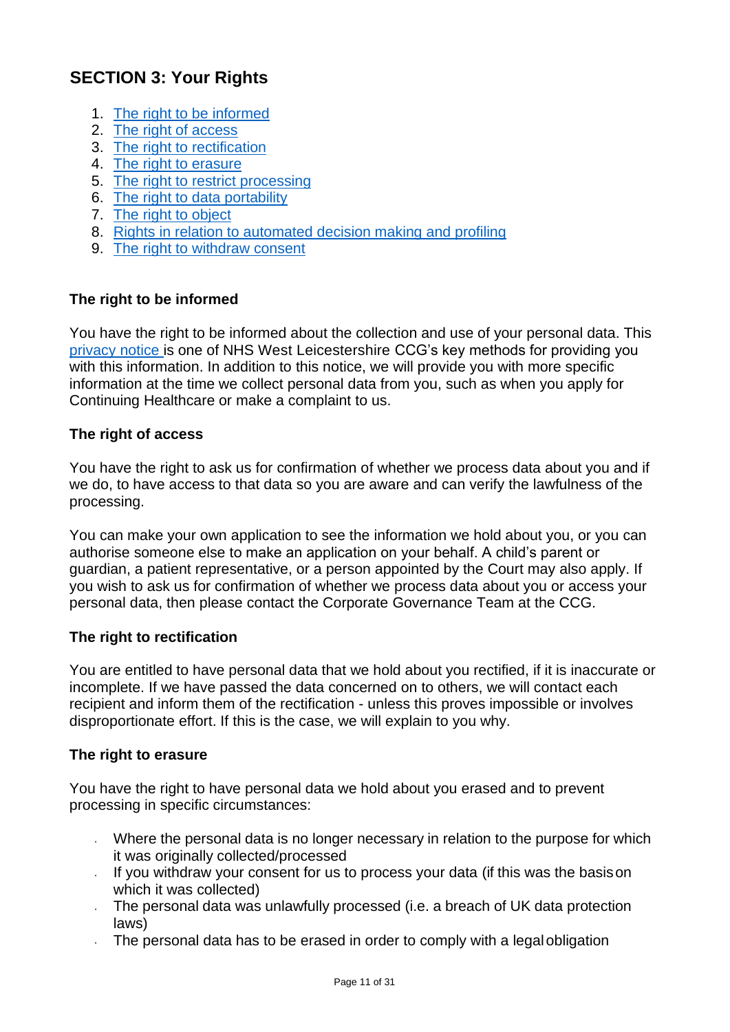## SECTION 3: Your Rights

1. The right to be informed
2. The right of access
3. The right to rectification
4. The right to erasure
5. The right to restrict processing
6. The right to data portability
7. The right to object
8. Rights in relation to automated decision making and profiling
9. The right to withdraw consent

### The right to be informed

You have the right to be informed about the collection and use of your personal data. This privacy notice is one of NHS West Leicestershire CCG's key methods for providing you with this information. In addition to this notice, we will provide you with more specific information at the time we collect personal data from you, such as when you apply for Continuing Healthcare or make a complaint to us.

### The right of access

You have the right to ask us for confirmation of whether we process data about you and if we do, to have access to that data so you are aware and can verify the lawfulness of the processing.

You can make your own application to see the information we hold about you, or you can authorise someone else to make an application on your behalf. A child's parent or guardian, a patient representative, or a person appointed by the Court may also apply. If you wish to ask us for confirmation of whether we process data about you or access your personal data, then please contact the Corporate Governance Team at the CCG.

### The right to rectification

You are entitled to have personal data that we hold about you rectified, if it is inaccurate or incomplete. If we have passed the data concerned on to others, we will contact each recipient and inform them of the rectification - unless this proves impossible or involves disproportionate effort. If this is the case, we will explain to you why.

### The right to erasure

You have the right to have personal data we hold about you erased and to prevent processing in specific circumstances:

- Where the personal data is no longer necessary in relation to the purpose for which it was originally collected/processed
- If you withdraw your consent for us to process your data (if this was the basis on which it was collected)
- The personal data was unlawfully processed (i.e. a breach of UK data protection laws)
- The personal data has to be erased in order to comply with a legal obligation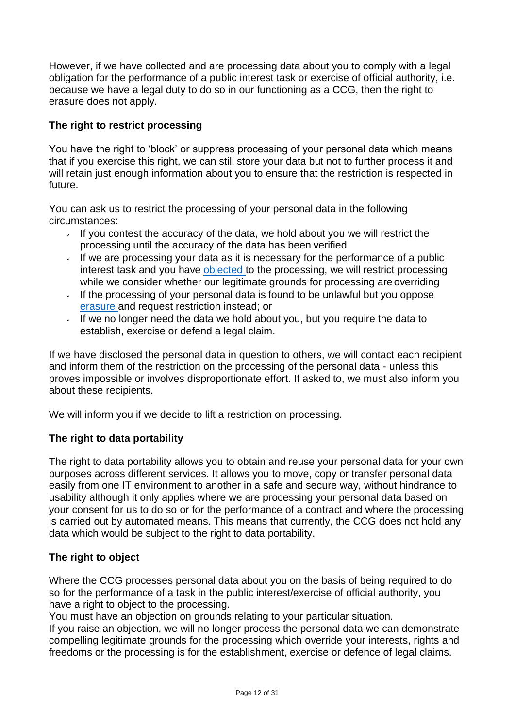However, if we have collected and are processing data about you to comply with a legal obligation for the performance of a public interest task or exercise of official authority, i.e. because we have a legal duty to do so in our functioning as a CCG, then the right to erasure does not apply.

**The right to restrict processing**

You have the right to 'block' or suppress processing of your personal data which means that if you exercise this right, we can still store your data but not to further process it and will retain just enough information about you to ensure that the restriction is respected in future.

You can ask us to restrict the processing of your personal data in the following circumstances:

- If you contest the accuracy of the data, we hold about you we will restrict the processing until the accuracy of the data has been verified
- If we are processing your data as it is necessary for the performance of a public interest task and you have objected to the processing, we will restrict processing while we consider whether our legitimate grounds for processing are overriding
- If the processing of your personal data is found to be unlawful but you oppose erasure and request restriction instead; or
- If we no longer need the data we hold about you, but you require the data to establish, exercise or defend a legal claim.

If we have disclosed the personal data in question to others, we will contact each recipient and inform them of the restriction on the processing of the personal data - unless this proves impossible or involves disproportionate effort. If asked to, we must also inform you about these recipients.

We will inform you if we decide to lift a restriction on processing.

**The right to data portability**

The right to data portability allows you to obtain and reuse your personal data for your own purposes across different services. It allows you to move, copy or transfer personal data easily from one IT environment to another in a safe and secure way, without hindrance to usability although it only applies where we are processing your personal data based on your consent for us to do so or for the performance of a contract and where the processing is carried out by automated means. This means that currently, the CCG does not hold any data which would be subject to the right to data portability.

**The right to object**

Where the CCG processes personal data about you on the basis of being required to do so for the performance of a task in the public interest/exercise of official authority, you have a right to object to the processing.

You must have an objection on grounds relating to your particular situation.

If you raise an objection, we will no longer process the personal data we can demonstrate compelling legitimate grounds for the processing which override your interests, rights and freedoms or the processing is for the establishment, exercise or defence of legal claims.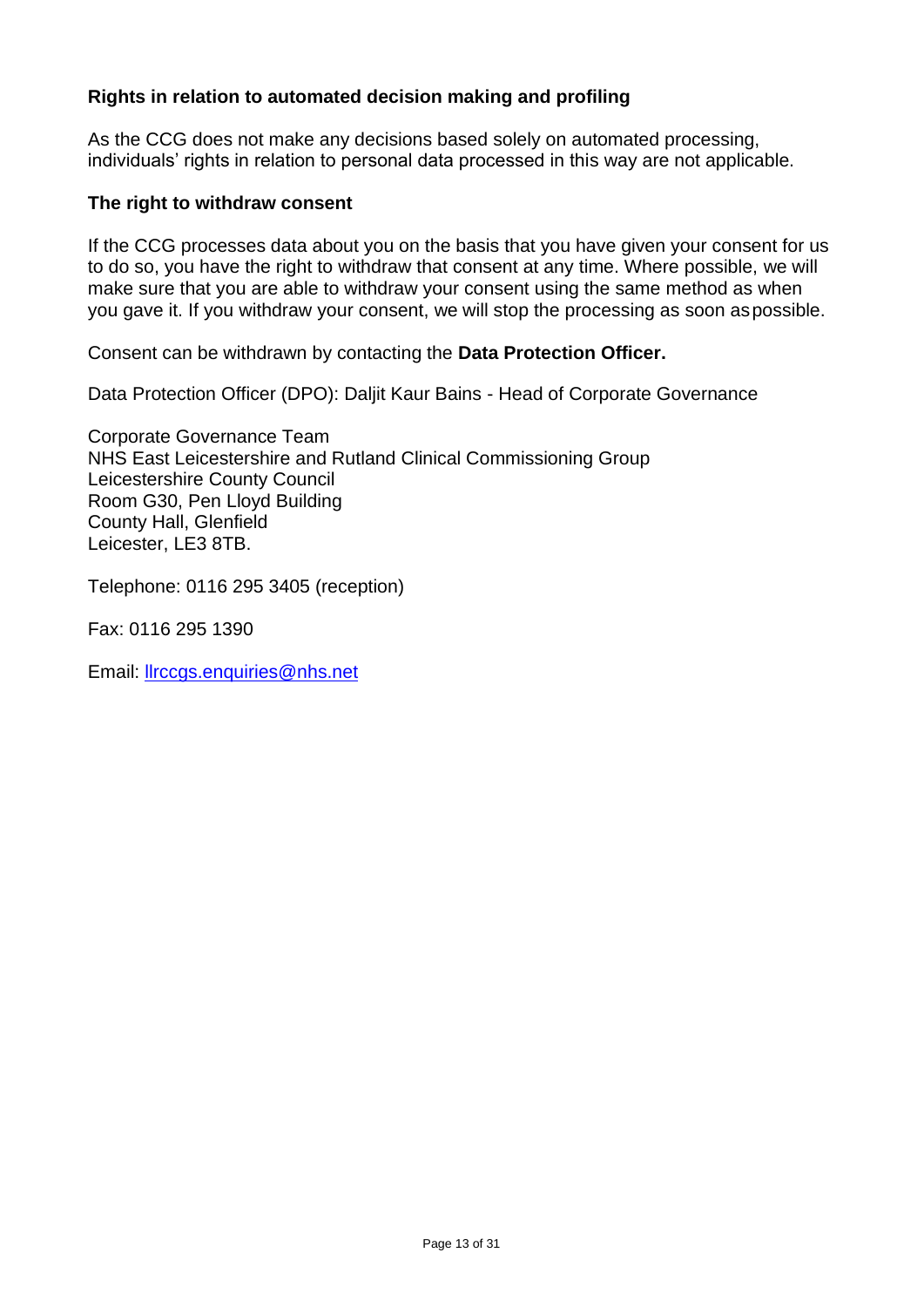**Rights in relation to automated decision making and profiling**

As the CCG does not make any decisions based solely on automated processing, individuals' rights in relation to personal data processed in this way are not applicable.

**The right to withdraw consent**

If the CCG processes data about you on the basis that you have given your consent for us to do so, you have the right to withdraw that consent at any time. Where possible, we will make sure that you are able to withdraw your consent using the same method as when you gave it. If you withdraw your consent, we will stop the processing as soon as possible.

Consent can be withdrawn by contacting the **Data Protection Officer.**

Data Protection Officer (DPO): Daljit Kaur Bains - Head of Corporate Governance

Corporate Governance Team  
NHS East Leicestershire and Rutland Clinical Commissioning Group  
Leicestershire County Council  
Room G30, Pen Lloyd Building  
County Hall, Glenfield  
Leicester, LE3 8TB.

Telephone: 0116 295 3405 (reception)

Fax: 0116 295 1390

Email: llrccgs.enquiries@nhs.net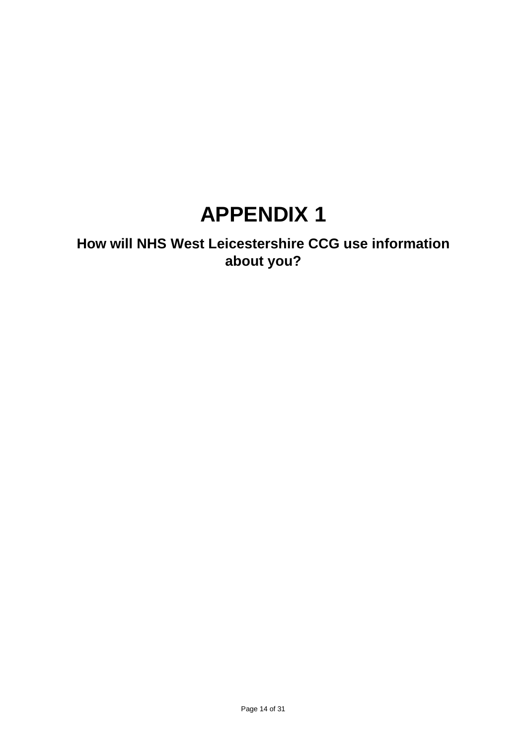# APPENDIX 1

## How will NHS West Leicestershire CCG use information about you?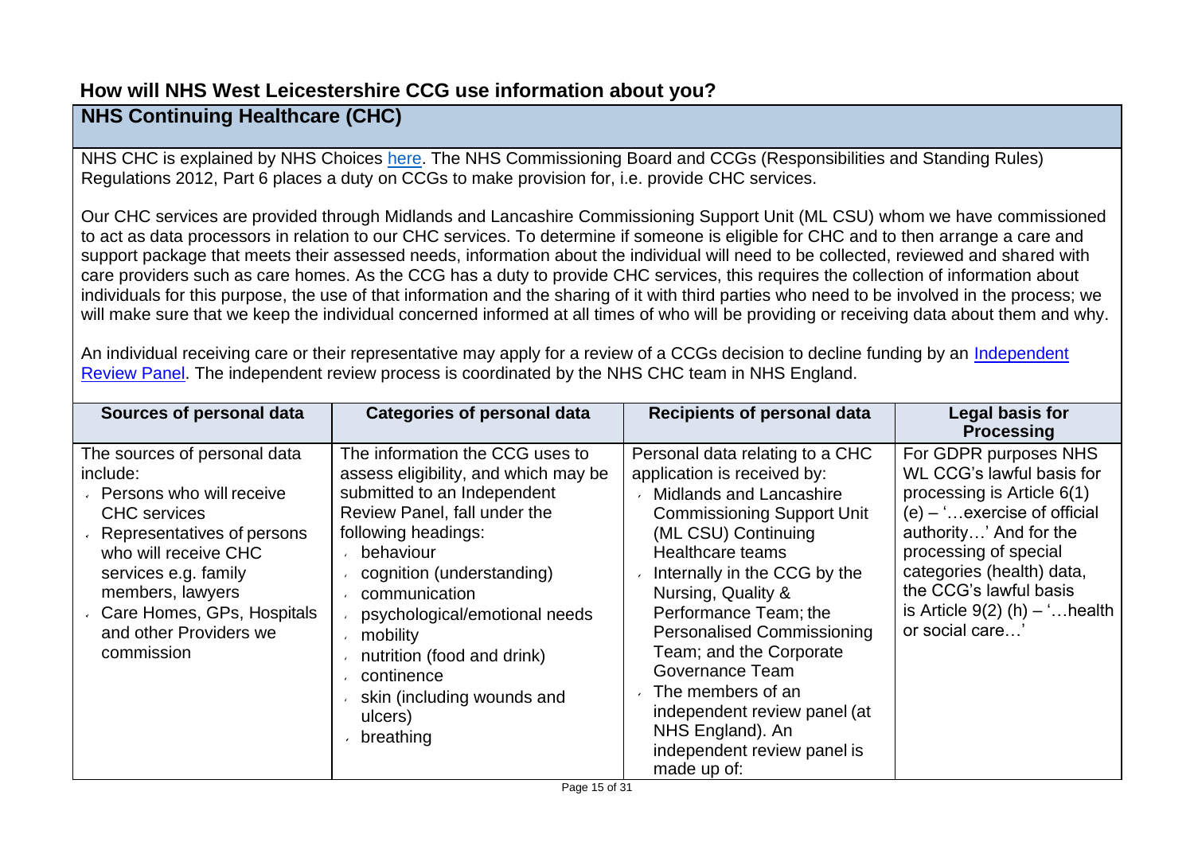## How will NHS West Leicestershire CCG use information about you?

### NHS Continuing Healthcare (CHC)

NHS CHC is explained by NHS Choices here. The NHS Commissioning Board and CCGs (Responsibilities and Standing Rules) Regulations 2012, Part 6 places a duty on CCGs to make provision for, i.e. provide CHC services.

Our CHC services are provided through Midlands and Lancashire Commissioning Support Unit (ML CSU) whom we have commissioned to act as data processors in relation to our CHC services. To determine if someone is eligible for CHC and to then arrange a care and support package that meets their assessed needs, information about the individual will need to be collected, reviewed and shared with care providers such as care homes. As the CCG has a duty to provide CHC services, this requires the collection of information about individuals for this purpose, the use of that information and the sharing of it with third parties who need to be involved in the process; we will make sure that we keep the individual concerned informed at all times of who will be providing or receiving data about them and why.

An individual receiving care or their representative may apply for a review of a CCGs decision to decline funding by an Independent Review Panel. The independent review process is coordinated by the NHS CHC team in NHS England.

| Sources of personal data | Categories of personal data | Recipients of personal data | Legal basis for Processing |
|---|---|---|---|
| The sources of personal data include:<br>- Persons who will receive CHC services<br>- Representatives of persons who will receive CHC services e.g. family members, lawyers<br>- Care Homes, GPs, Hospitals and other Providers we commission | The information the CCG uses to assess eligibility, and which may be submitted to an Independent Review Panel, fall under the following headings:<br>- behaviour<br>- cognition (understanding)<br>- communication<br>- psychological/emotional needs<br>- mobility<br>- nutrition (food and drink)<br>- continence<br>- skin (including wounds and ulcers)<br>- breathing | Personal data relating to a CHC application is received by:<br>- Midlands and Lancashire Commissioning Support Unit (ML CSU) Continuing Healthcare teams<br>- Internally in the CCG by the Nursing, Quality & Performance Team; the Personalised Commissioning Team; and the Corporate Governance Team<br>- The members of an independent review panel (at NHS England). An independent review panel is made up of: | For GDPR purposes NHS WL CCG's lawful basis for processing is Article 6(1) (e) – '…exercise of official authority…' And for the processing of special categories (health) data, the CCG's lawful basis is Article 9(2) (h) – '…health or social care…' |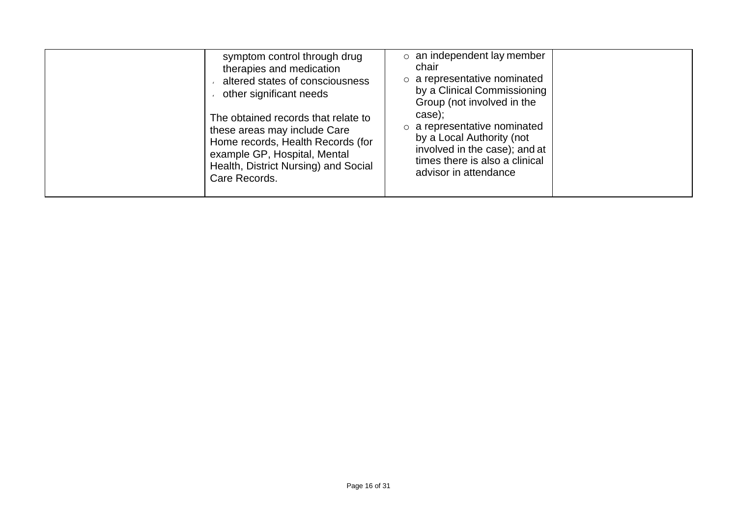|  |  |  |  |
| --- | --- | --- | --- |
|  | symptom control through drug therapies and medication<br>- altered states of consciousness<br>- other significant needs<br><br>The obtained records that relate to these areas may include Care Home records, Health Records (for example GP, Hospital, Mental Health, District Nursing) and Social Care Records. | ○ an independent lay member chair<br>○ a representative nominated by a Clinical Commissioning Group (not involved in the case);<br>○ a representative nominated by a Local Authority (not involved in the case); and at times there is also a clinical advisor in attendance |  |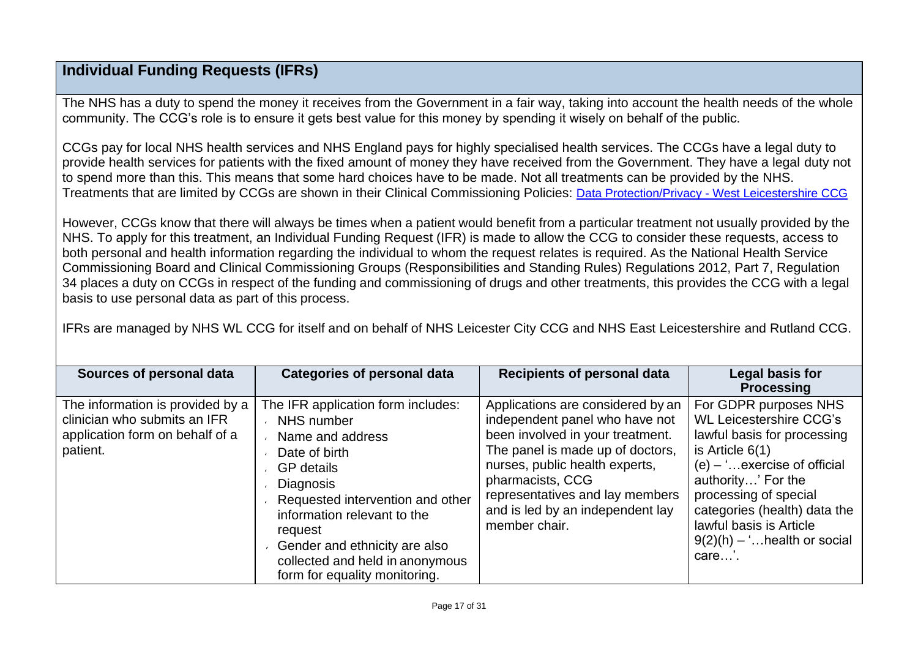## Individual Funding Requests (IFRs)

The NHS has a duty to spend the money it receives from the Government in a fair way, taking into account the health needs of the whole community. The CCG's role is to ensure it gets best value for this money by spending it wisely on behalf of the public.

CCGs pay for local NHS health services and NHS England pays for highly specialised health services. The CCGs have a legal duty to provide health services for patients with the fixed amount of money they have received from the Government. They have a legal duty not to spend more than this. This means that some hard choices have to be made. Not all treatments can be provided by the NHS. Treatments that are limited by CCGs are shown in their Clinical Commissioning Policies: [Data Protection/Privacy - West Leicestershire CCG]

However, CCGs know that there will always be times when a patient would benefit from a particular treatment not usually provided by the NHS. To apply for this treatment, an Individual Funding Request (IFR) is made to allow the CCG to consider these requests, access to both personal and health information regarding the individual to whom the request relates is required. As the National Health Service Commissioning Board and Clinical Commissioning Groups (Responsibilities and Standing Rules) Regulations 2012, Part 7, Regulation 34 places a duty on CCGs in respect of the funding and commissioning of drugs and other treatments, this provides the CCG with a legal basis to use personal data as part of this process.

IFRs are managed by NHS WL CCG for itself and on behalf of NHS Leicester City CCG and NHS East Leicestershire and Rutland CCG.

| Sources of personal data | Categories of personal data | Recipients of personal data | Legal basis for Processing |
|---|---|---|---|
| The information is provided by a clinician who submits an IFR application form on behalf of a patient. | The IFR application form includes:<br>- NHS number<br>- Name and address<br>- Date of birth<br>- GP details<br>- Diagnosis<br>- Requested intervention and other information relevant to the request<br>- Gender and ethnicity are also collected and held in anonymous form for equality monitoring. | Applications are considered by an independent panel who have not been involved in your treatment. The panel is made up of doctors, nurses, public health experts, pharmacists, CCG representatives and lay members and is led by an independent lay member chair. | For GDPR purposes NHS WL Leicestershire CCG's lawful basis for processing is Article 6(1) (e) – '…exercise of official authority…' For the processing of special categories (health) data the lawful basis is Article 9(2)(h) – '…health or social care…'. |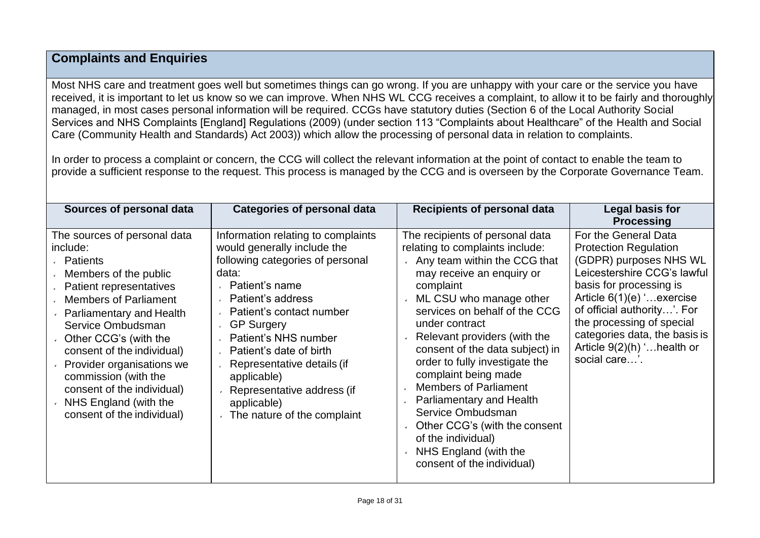## Complaints and Enquiries

Most NHS care and treatment goes well but sometimes things can go wrong. If you are unhappy with your care or the service you have received, it is important to let us know so we can improve. When NHS WL CCG receives a complaint, to allow it to be fairly and thoroughly managed, in most cases personal information will be required. CCGs have statutory duties (Section 6 of the Local Authority Social Services and NHS Complaints [England] Regulations (2009) (under section 113 "Complaints about Healthcare" of the Health and Social Care (Community Health and Standards) Act 2003)) which allow the processing of personal data in relation to complaints.

In order to process a complaint or concern, the CCG will collect the relevant information at the point of contact to enable the team to provide a sufficient response to the request. This process is managed by the CCG and is overseen by the Corporate Governance Team.

| Sources of personal data | Categories of personal data | Recipients of personal data | Legal basis for Processing |
|---|---|---|---|
| The sources of personal data include:<br>• Patients<br>• Members of the public<br>• Patient representatives<br>• Members of Parliament<br>• Parliamentary and Health Service Ombudsman<br>• Other CCG's (with the consent of the individual)<br>• Provider organisations we commission (with the consent of the individual)<br>• NHS England (with the consent of the individual) | Information relating to complaints would generally include the following categories of personal data:<br>• Patient's name<br>• Patient's address<br>• Patient's contact number<br>• GP Surgery<br>• Patient's NHS number<br>• Patient's date of birth<br>• Representative details (if applicable)<br>• Representative address (if applicable)<br>• The nature of the complaint | The recipients of personal data relating to complaints include:<br>• Any team within the CCG that may receive an enquiry or complaint<br>• ML CSU who manage other services on behalf of the CCG under contract<br>• Relevant providers (with the consent of the data subject) in order to fully investigate the complaint being made<br>• Members of Parliament<br>• Parliamentary and Health Service Ombudsman<br>• Other CCG's (with the consent of the individual)<br>• NHS England (with the consent of the individual) | For the General Data Protection Regulation (GDPR) purposes NHS WL Leicestershire CCG's lawful basis for processing is Article 6(1)(e) '…exercise of official authority…'. For the processing of special categories data, the basis is Article 9(2)(h) '…health or social care…'. |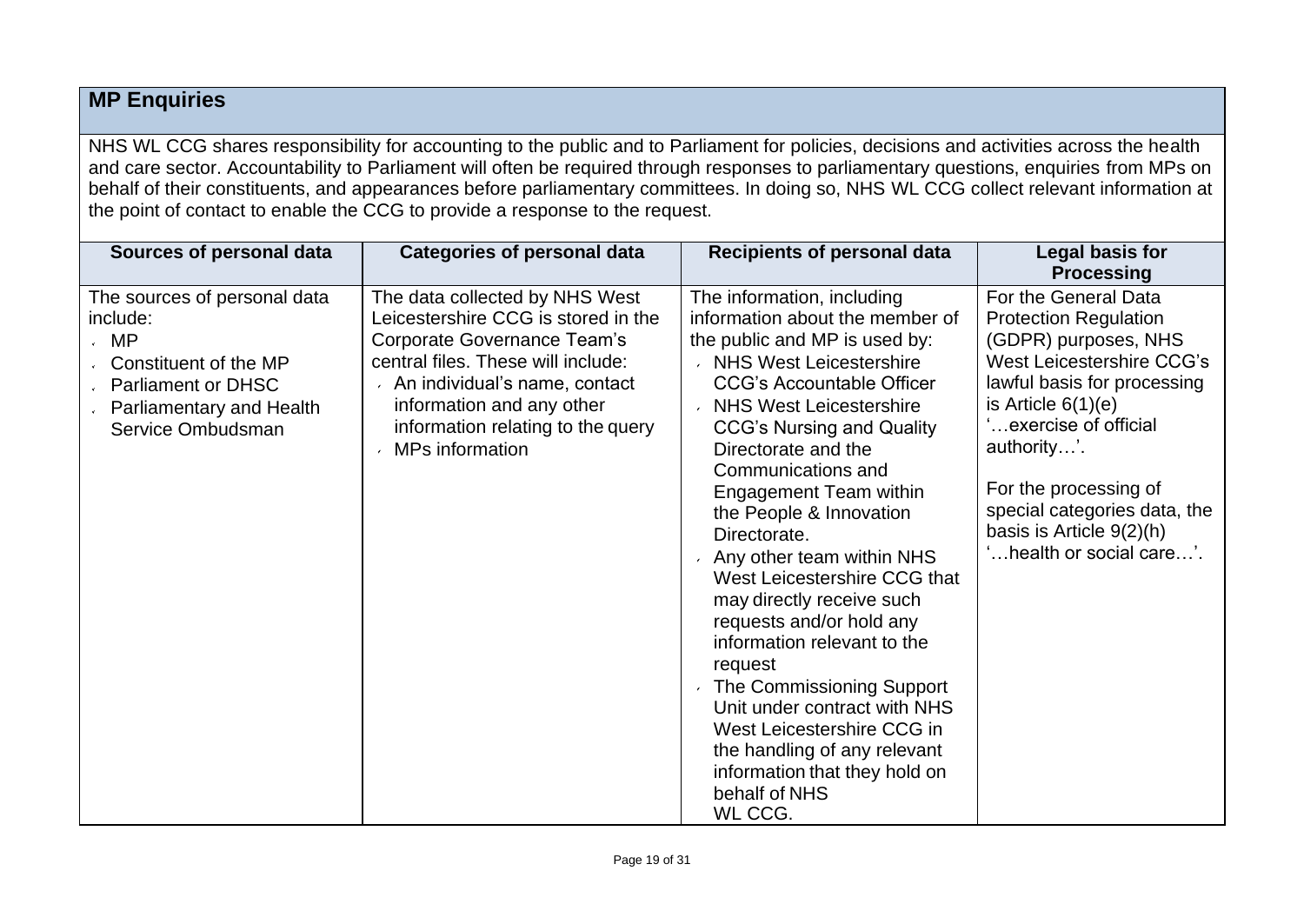## MP Enquiries

NHS WL CCG shares responsibility for accounting to the public and to Parliament for policies, decisions and activities across the health and care sector. Accountability to Parliament will often be required through responses to parliamentary questions, enquiries from MPs on behalf of their constituents, and appearances before parliamentary committees. In doing so, NHS WL CCG collect relevant information at the point of contact to enable the CCG to provide a response to the request.

| Sources of personal data | Categories of personal data | Recipients of personal data | Legal basis for Processing |
|---|---|---|---|
| The sources of personal data include:<br>- MP<br>- Constituent of the MP<br>- Parliament or DHSC<br>- Parliamentary and Health Service Ombudsman | The data collected by NHS West Leicestershire CCG is stored in the Corporate Governance Team's central files. These will include:<br>- An individual's name, contact information and any other information relating to the query<br>- MPs information | The information, including information about the member of the public and MP is used by:<br>- NHS West Leicestershire CCG's Accountable Officer<br>- NHS West Leicestershire CCG's Nursing and Quality Directorate and the Communications and Engagement Team within the People & Innovation Directorate.<br>- Any other team within NHS West Leicestershire CCG that may directly receive such requests and/or hold any information relevant to the request<br>- The Commissioning Support Unit under contract with NHS West Leicestershire CCG in the handling of any relevant information that they hold on behalf of NHS WL CCG. | For the General Data Protection Regulation (GDPR) purposes, NHS West Leicestershire CCG's lawful basis for processing is Article 6(1)(e) '…exercise of official authority…'.<br><br>For the processing of special categories data, the basis is Article 9(2)(h) '…health or social care…'. |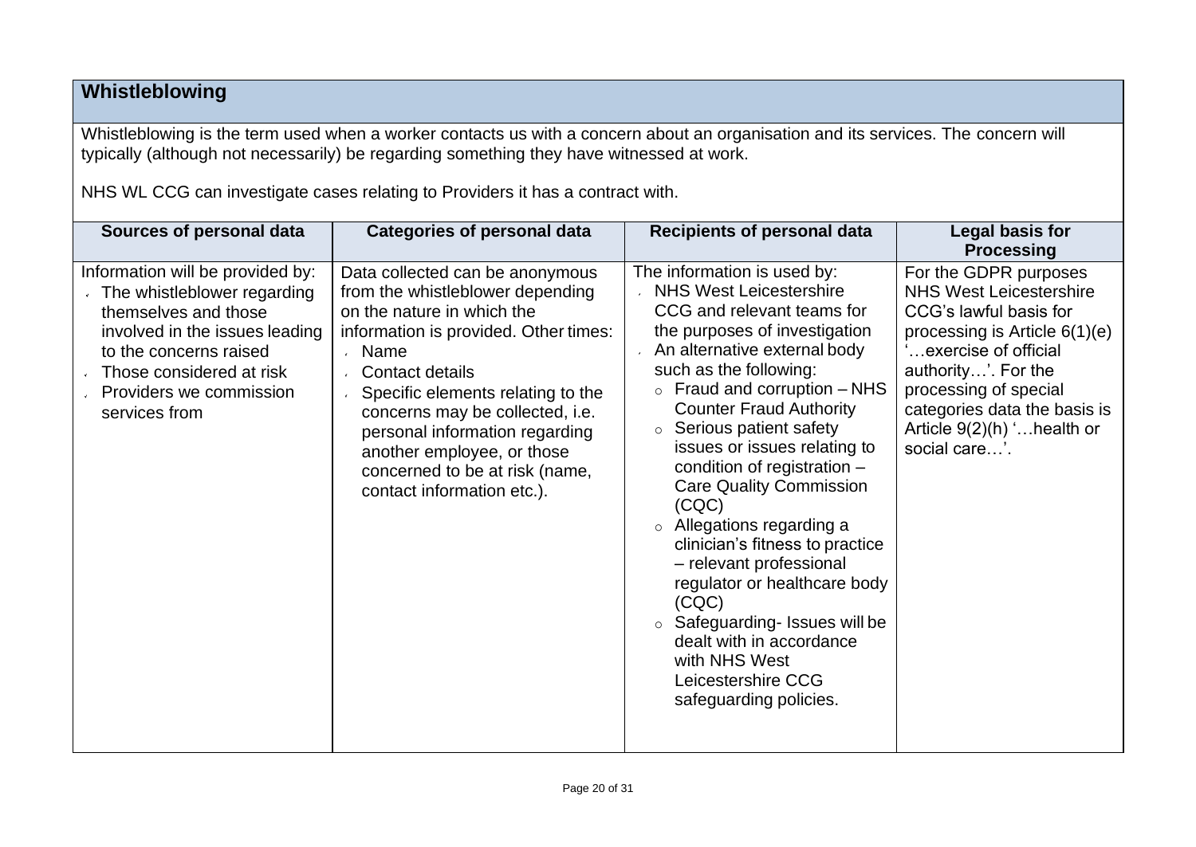## Whistleblowing

Whistleblowing is the term used when a worker contacts us with a concern about an organisation and its services. The concern will typically (although not necessarily) be regarding something they have witnessed at work.

NHS WL CCG can investigate cases relating to Providers it has a contract with.

| Sources of personal data | Categories of personal data | Recipients of personal data | Legal basis for Processing |
|---|---|---|---|
| Information will be provided by:<br>• The whistleblower regarding themselves and those involved in the issues leading to the concerns raised<br>• Those considered at risk<br>• Providers we commission services from | Data collected can be anonymous from the whistleblower depending on the nature in which the information is provided. Other times:<br>• Name<br>• Contact details<br>• Specific elements relating to the concerns may be collected, i.e. personal information regarding another employee, or those concerned to be at risk (name, contact information etc.). | The information is used by:<br>• NHS West Leicestershire CCG and relevant teams for the purposes of investigation<br>• An alternative external body such as the following:<br>  ○ Fraud and corruption – NHS Counter Fraud Authority<br>  ○ Serious patient safety issues or issues relating to condition of registration – Care Quality Commission (CQC)<br>  ○ Allegations regarding a clinician's fitness to practice – relevant professional regulator or healthcare body (CQC)<br>  ○ Safeguarding- Issues will be dealt with in accordance with NHS West Leicestershire CCG safeguarding policies. | For the GDPR purposes NHS West Leicestershire CCG's lawful basis for processing is Article 6(1)(e) '…exercise of official authority…'. For the processing of special categories data the basis is Article 9(2)(h) '…health or social care…'. |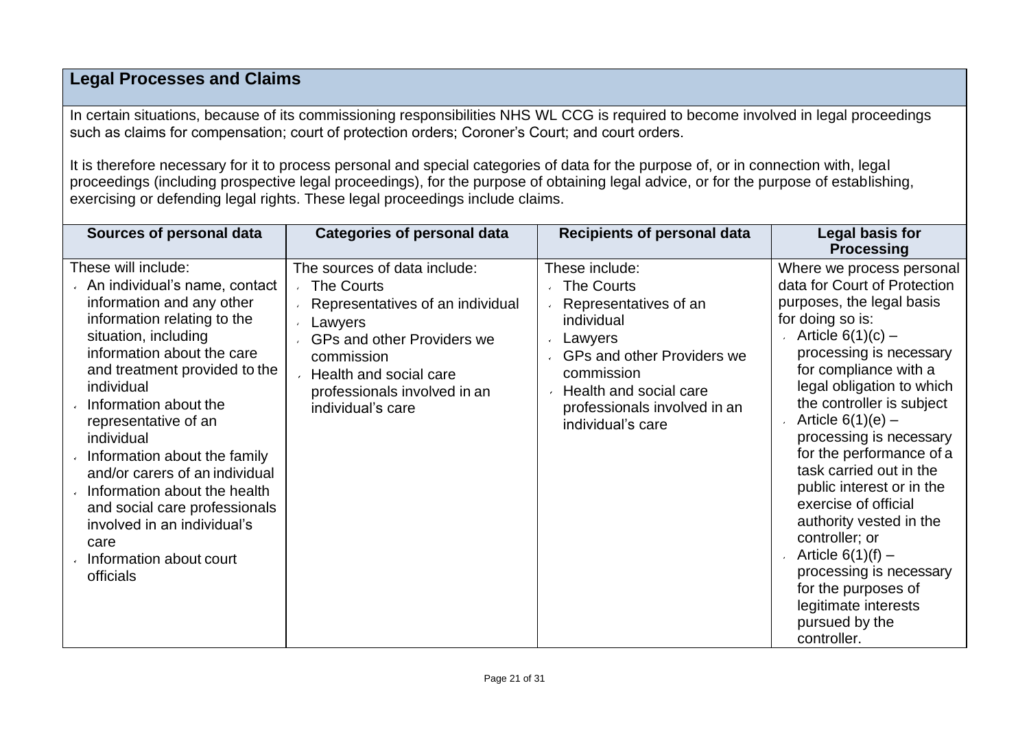## Legal Processes and Claims

In certain situations, because of its commissioning responsibilities NHS WL CCG is required to become involved in legal proceedings such as claims for compensation; court of protection orders; Coroner's Court; and court orders.

It is therefore necessary for it to process personal and special categories of data for the purpose of, or in connection with, legal proceedings (including prospective legal proceedings), for the purpose of obtaining legal advice, or for the purpose of establishing, exercising or defending legal rights. These legal proceedings include claims.

| Sources of personal data | Categories of personal data | Recipients of personal data | Legal basis for Processing |
|---|---|---|---|
| These will include:<br>- An individual's name, contact information and any other information relating to the situation, including information about the care and treatment provided to the individual<br>- Information about the representative of an individual<br>- Information about the family and/or carers of an individual<br>- Information about the health and social care professionals involved in an individual's care<br>- Information about court officials | The sources of data include:<br>- The Courts<br>- Representatives of an individual<br>- Lawyers<br>- GPs and other Providers we commission<br>- Health and social care professionals involved in an individual's care | These include:<br>- The Courts<br>- Representatives of an individual<br>- Lawyers<br>- GPs and other Providers we commission<br>- Health and social care professionals involved in an individual's care | Where we process personal data for Court of Protection purposes, the legal basis for doing so is:<br>- Article 6(1)(c) – processing is necessary for compliance with a legal obligation to which the controller is subject<br>- Article 6(1)(e) – processing is necessary for the performance of a task carried out in the public interest or in the exercise of official authority vested in the controller; or<br>- Article 6(1)(f) – processing is necessary for the purposes of legitimate interests pursued by the controller. |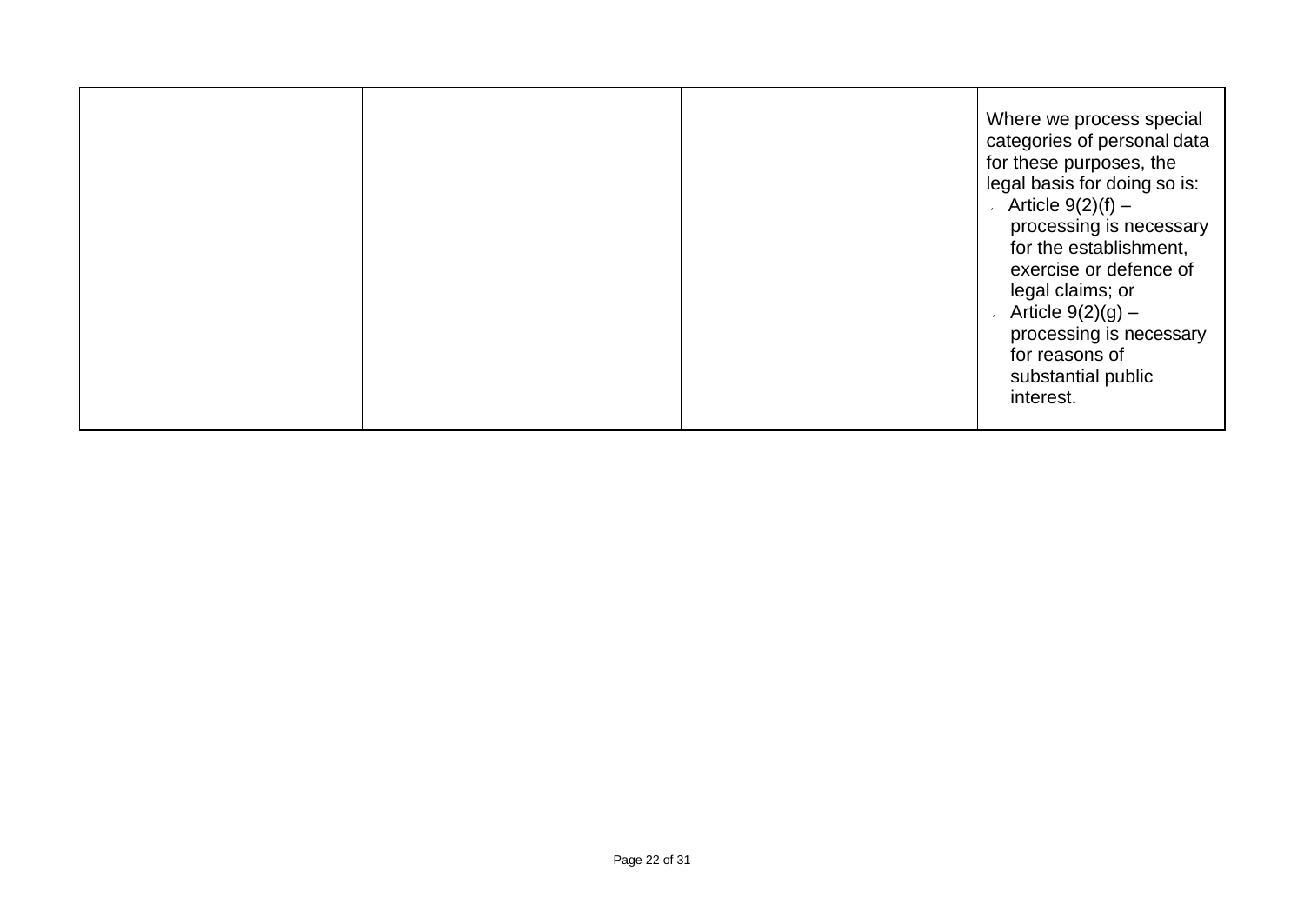| | | | |
|---|---|---|---|
| | | | Where we process special categories of personal data for these purposes, the legal basis for doing so is:<br>- Article 9(2)(f) – processing is necessary for the establishment, exercise or defence of legal claims; or<br>- Article 9(2)(g) – processing is necessary for reasons of substantial public interest. |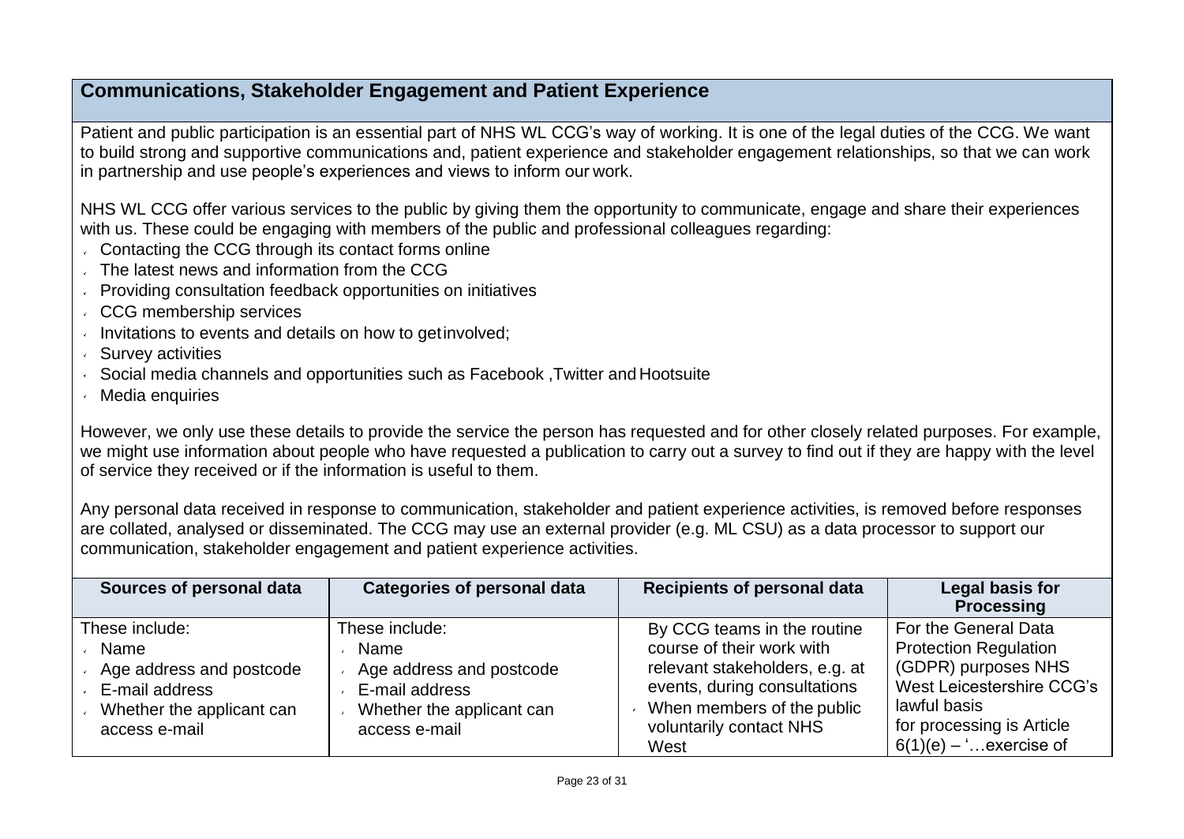## Communications, Stakeholder Engagement and Patient Experience

Patient and public participation is an essential part of NHS WL CCG's way of working. It is one of the legal duties of the CCG. We want to build strong and supportive communications and, patient experience and stakeholder engagement relationships, so that we can work in partnership and use people's experiences and views to inform our work.

NHS WL CCG offer various services to the public by giving them the opportunity to communicate, engage and share their experiences with us. These could be engaging with members of the public and professional colleagues regarding:

- Contacting the CCG through its contact forms online
- The latest news and information from the CCG
- Providing consultation feedback opportunities on initiatives
- CCG membership services
- Invitations to events and details on how to getinvolved;
- Survey activities
- Social media channels and opportunities such as Facebook ,Twitter and Hootsuite
- Media enquiries

However, we only use these details to provide the service the person has requested and for other closely related purposes. For example, we might use information about people who have requested a publication to carry out a survey to find out if they are happy with the level of service they received or if the information is useful to them.

Any personal data received in response to communication, stakeholder and patient experience activities, is removed before responses are collated, analysed or disseminated. The CCG may use an external provider (e.g. ML CSU) as a data processor to support our communication, stakeholder engagement and patient experience activities.

| Sources of personal data | Categories of personal data | Recipients of personal data | Legal basis for Processing |
|---|---|---|---|
| These include:<br>- Name<br>- Age address and postcode<br>- E-mail address<br>- Whether the applicant can access e-mail | These include:<br>- Name<br>- Age address and postcode<br>- E-mail address<br>- Whether the applicant can access e-mail | By CCG teams in the routine course of their work with relevant stakeholders, e.g. at events, during consultations<br>- When members of the public voluntarily contact NHS West | For the General Data Protection Regulation (GDPR) purposes NHS West Leicestershire CCG's lawful basis for processing is Article 6(1)(e) – '…exercise of |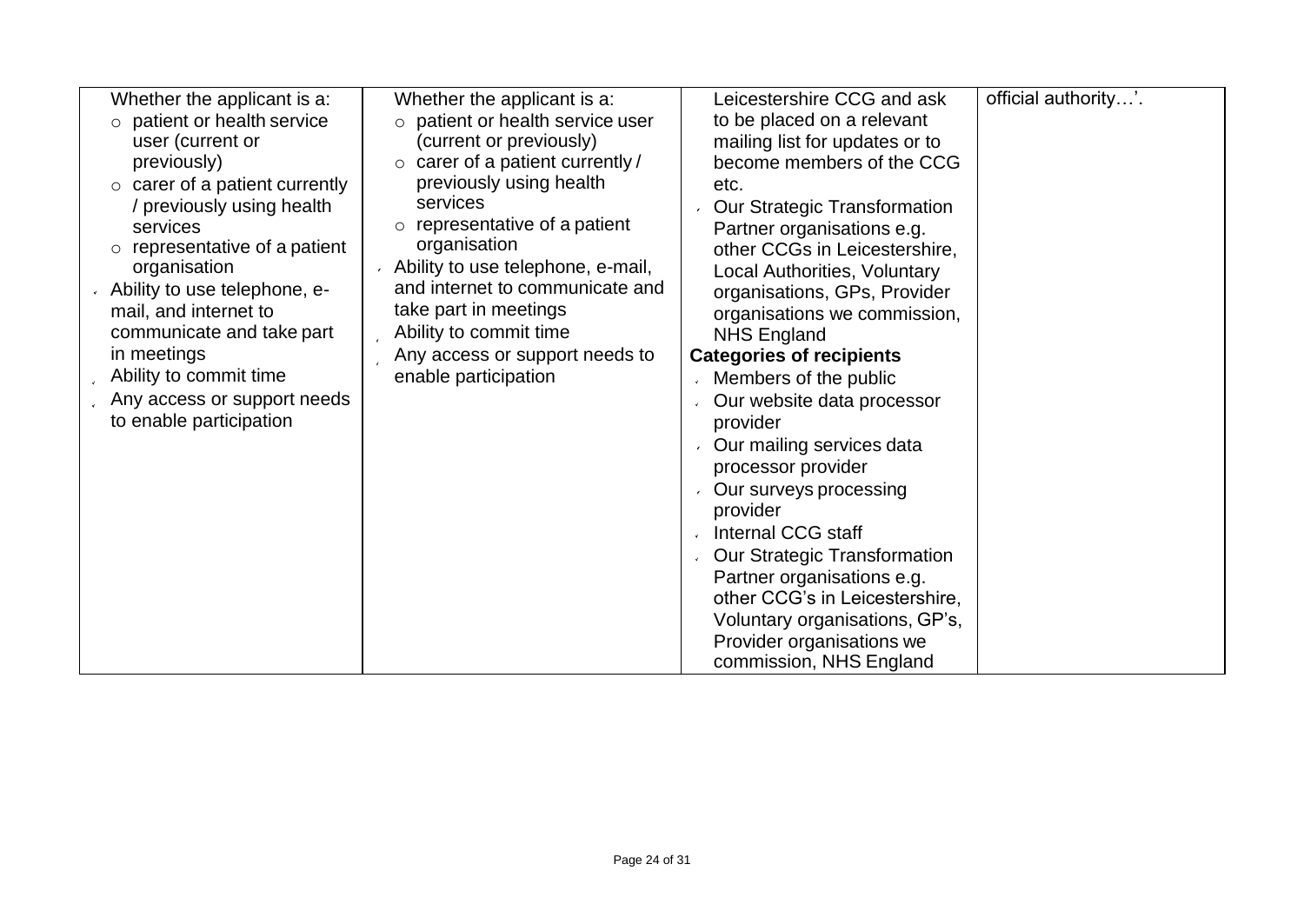| | | | |
|---|---|---|---|
| Whether the applicant is a:<br>○ patient or health service user (current or previously)<br>○ carer of a patient currently / previously using health services<br>○ representative of a patient organisation<br>- Ability to use telephone, e-mail, and internet to communicate and take part in meetings<br>- Ability to commit time<br>- Any access or support needs to enable participation | Whether the applicant is a:<br>○ patient or health service user (current or previously)<br>○ carer of a patient currently / previously using health services<br>○ representative of a patient organisation<br>- Ability to use telephone, e-mail, and internet to communicate and take part in meetings<br>- Ability to commit time<br>- Any access or support needs to enable participation | Leicestershire CCG and ask to be placed on a relevant mailing list for updates or to become members of the CCG etc.<br>- Our Strategic Transformation Partner organisations e.g. other CCGs in Leicestershire, Local Authorities, Voluntary organisations, GPs, Provider organisations we commission, NHS England<br>**Categories of recipients**<br>- Members of the public<br>- Our website data processor provider<br>- Our mailing services data processor provider<br>- Our surveys processing provider<br>- Internal CCG staff<br>- Our Strategic Transformation Partner organisations e.g. other CCG's in Leicestershire, Voluntary organisations, GP's, Provider organisations we commission, NHS England | official authority…'. |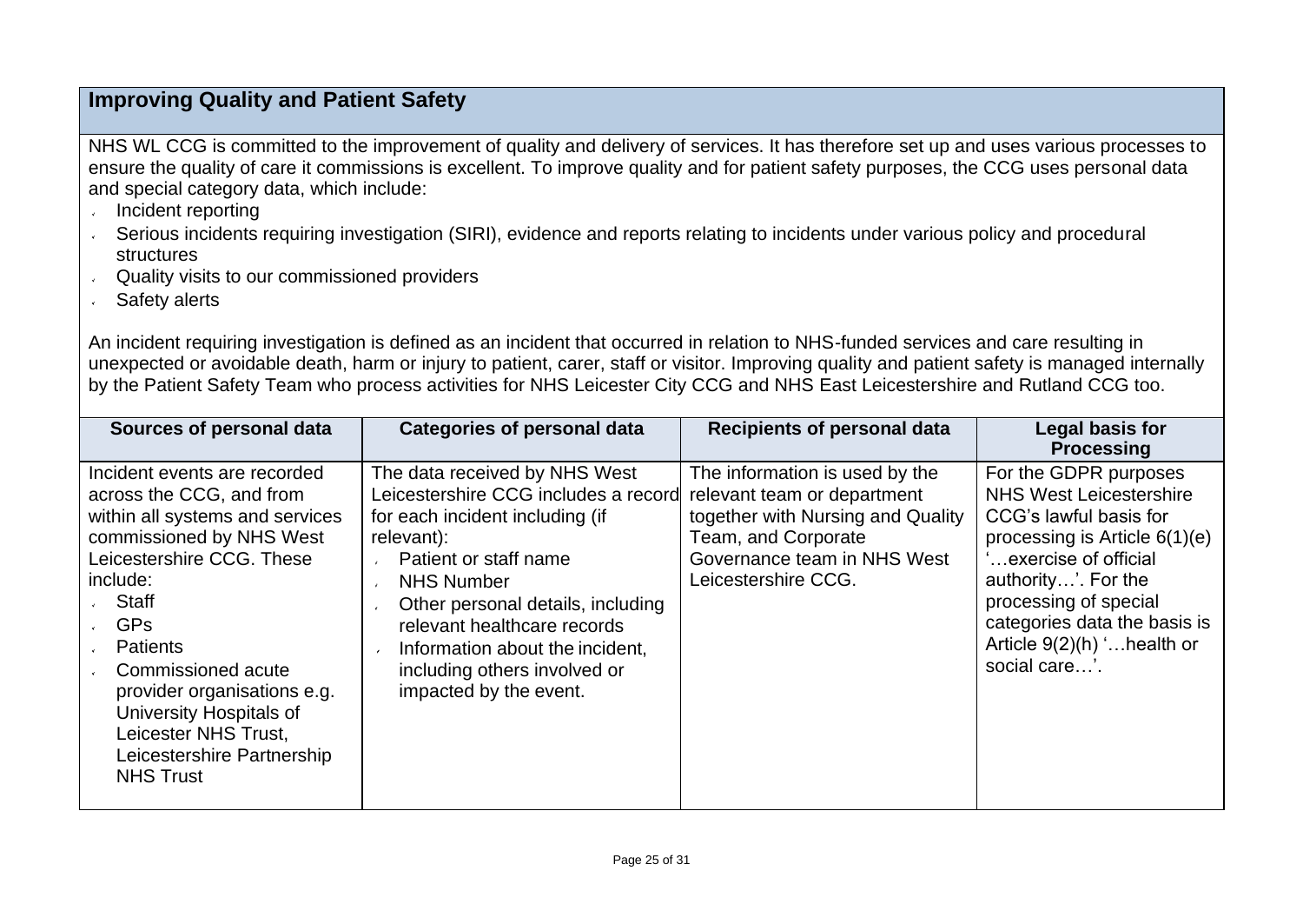## Improving Quality and Patient Safety

NHS WL CCG is committed to the improvement of quality and delivery of services. It has therefore set up and uses various processes to ensure the quality of care it commissions is excellent. To improve quality and for patient safety purposes, the CCG uses personal data and special category data, which include:

- Incident reporting
- Serious incidents requiring investigation (SIRI), evidence and reports relating to incidents under various policy and procedural structures
- Quality visits to our commissioned providers
- Safety alerts

An incident requiring investigation is defined as an incident that occurred in relation to NHS-funded services and care resulting in unexpected or avoidable death, harm or injury to patient, carer, staff or visitor. Improving quality and patient safety is managed internally by the Patient Safety Team who process activities for NHS Leicester City CCG and NHS East Leicestershire and Rutland CCG too.

| Sources of personal data | Categories of personal data | Recipients of personal data | Legal basis for Processing |
|---|---|---|---|
| Incident events are recorded across the CCG, and from within all systems and services commissioned by NHS West Leicestershire CCG. These include:<br>- Staff<br>- GPs<br>- Patients<br>- Commissioned acute provider organisations e.g. University Hospitals of Leicester NHS Trust, Leicestershire Partnership NHS Trust | The data received by NHS West Leicestershire CCG includes a record for each incident including (if relevant):<br>- Patient or staff name<br>- NHS Number<br>- Other personal details, including relevant healthcare records<br>- Information about the incident, including others involved or impacted by the event. | The information is used by the relevant team or department together with Nursing and Quality Team, and Corporate Governance team in NHS West Leicestershire CCG. | For the GDPR purposes NHS West Leicestershire CCG's lawful basis for processing is Article 6(1)(e) '…exercise of official authority…'. For the processing of special categories data the basis is Article 9(2)(h) '…health or social care…'. |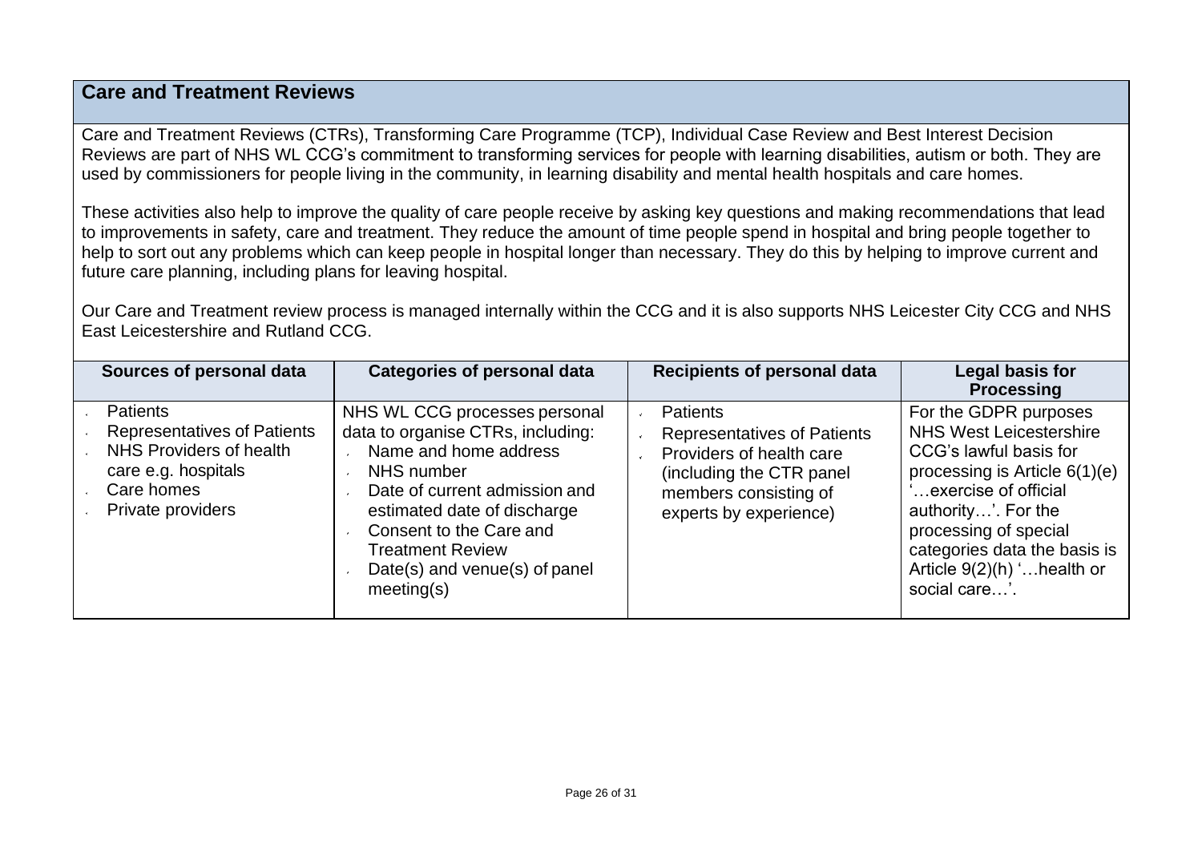## Care and Treatment Reviews

Care and Treatment Reviews (CTRs), Transforming Care Programme (TCP), Individual Case Review and Best Interest Decision Reviews are part of NHS WL CCG's commitment to transforming services for people with learning disabilities, autism or both. They are used by commissioners for people living in the community, in learning disability and mental health hospitals and care homes.

These activities also help to improve the quality of care people receive by asking key questions and making recommendations that lead to improvements in safety, care and treatment. They reduce the amount of time people spend in hospital and bring people together to help to sort out any problems which can keep people in hospital longer than necessary. They do this by helping to improve current and future care planning, including plans for leaving hospital.

Our Care and Treatment review process is managed internally within the CCG and it is also supports NHS Leicester City CCG and NHS East Leicestershire and Rutland CCG.

| Sources of personal data | Categories of personal data | Recipients of personal data | Legal basis for Processing |
|---|---|---|---|
| • Patients<br>• Representatives of Patients<br>• NHS Providers of health care e.g. hospitals<br>• Care homes<br>• Private providers | NHS WL CCG processes personal data to organise CTRs, including:<br>• Name and home address<br>• NHS number<br>• Date of current admission and estimated date of discharge<br>• Consent to the Care and Treatment Review<br>• Date(s) and venue(s) of panel meeting(s) | • Patients<br>• Representatives of Patients<br>• Providers of health care (including the CTR panel members consisting of experts by experience) | For the GDPR purposes NHS West Leicestershire CCG's lawful basis for processing is Article 6(1)(e) '…exercise of official authority…'. For the processing of special categories data the basis is Article 9(2)(h) '…health or social care…'. |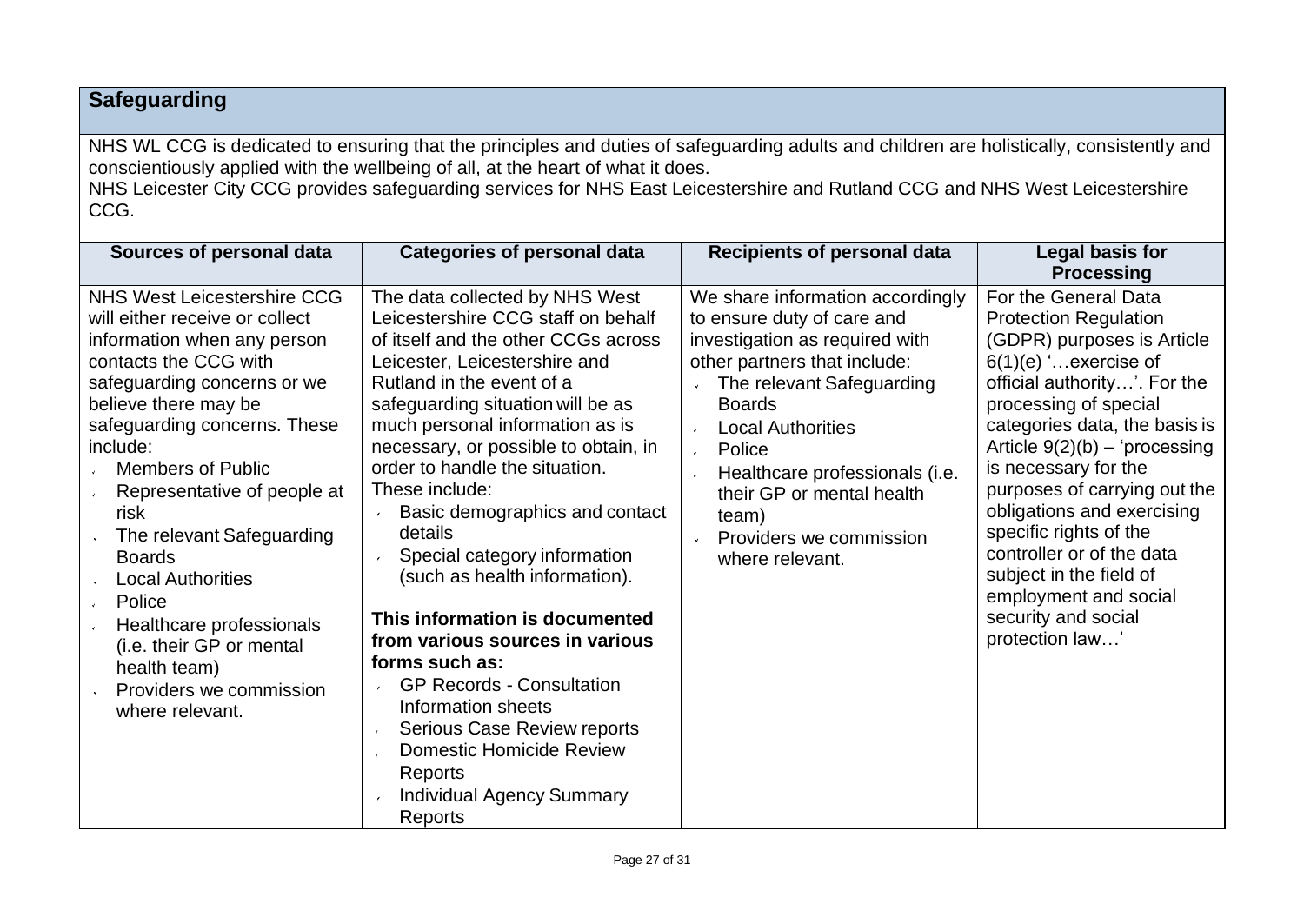## Safeguarding

NHS WL CCG is dedicated to ensuring that the principles and duties of safeguarding adults and children are holistically, consistently and conscientiously applied with the wellbeing of all, at the heart of what it does.
NHS Leicester City CCG provides safeguarding services for NHS East Leicestershire and Rutland CCG and NHS West Leicestershire CCG.

| Sources of personal data | Categories of personal data | Recipients of personal data | Legal basis for Processing |
|---|---|---|---|
| NHS West Leicestershire CCG will either receive or collect information when any person contacts the CCG with safeguarding concerns or we believe there may be safeguarding concerns. These include:<br>- Members of Public<br>- Representative of people at risk<br>- The relevant Safeguarding Boards<br>- Local Authorities<br>- Police<br>- Healthcare professionals (i.e. their GP or mental health team)<br>- Providers we commission where relevant. | The data collected by NHS West Leicestershire CCG staff on behalf of itself and the other CCGs across Leicester, Leicestershire and Rutland in the event of a safeguarding situation will be as much personal information as is necessary, or possible to obtain, in order to handle the situation. These include:<br>- Basic demographics and contact details<br>- Special category information (such as health information).<br><br>**This information is documented from various sources in various forms such as:**<br>- GP Records - Consultation Information sheets<br>- Serious Case Review reports<br>- Domestic Homicide Review Reports<br>- Individual Agency Summary Reports | We share information accordingly to ensure duty of care and investigation as required with other partners that include:<br>- The relevant Safeguarding Boards<br>- Local Authorities<br>- Police<br>- Healthcare professionals (i.e. their GP or mental health team)<br>- Providers we commission where relevant. | For the General Data Protection Regulation (GDPR) purposes is Article 6(1)(e) '…exercise of official authority…'. For the processing of special categories data, the basis is Article 9(2)(b) – 'processing is necessary for the purposes of carrying out the obligations and exercising specific rights of the controller or of the data subject in the field of employment and social security and social protection law…' |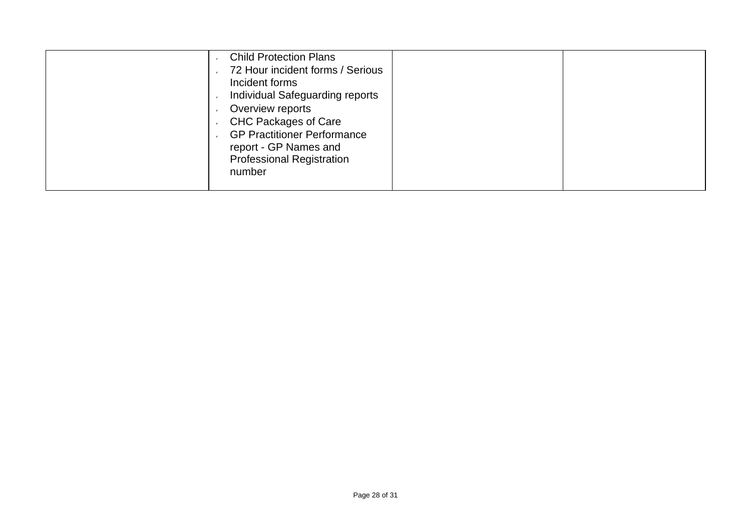|  |  |  |  |
|---|---|---|---|
|  | - Child Protection Plans<br>- 72 Hour incident forms / Serious Incident forms<br>- Individual Safeguarding reports<br>- Overview reports<br>- CHC Packages of Care<br>- GP Practitioner Performance report - GP Names and Professional Registration number |  |  |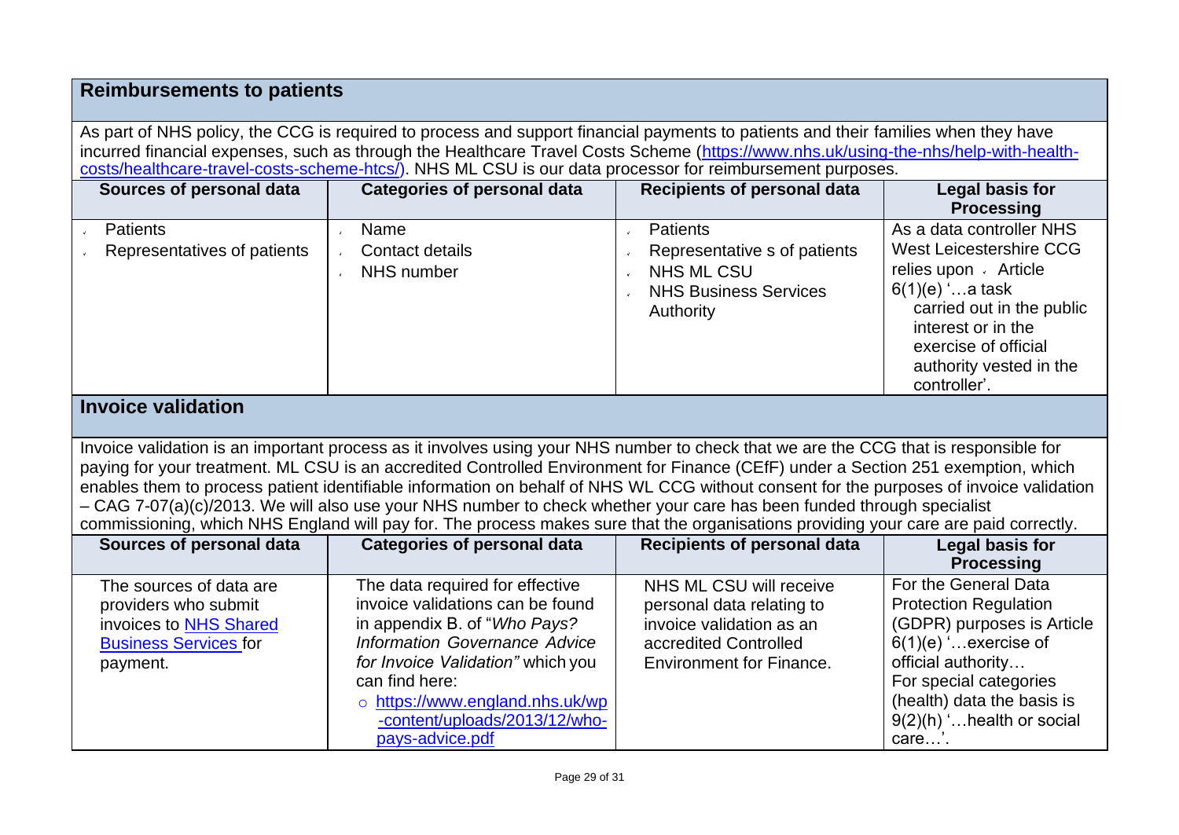## Reimbursements to patients

As part of NHS policy, the CCG is required to process and support financial payments to patients and their families when they have incurred financial expenses, such as through the Healthcare Travel Costs Scheme ([https://www.nhs.uk/using-the-nhs/help-with-health-costs/healthcare-travel-costs-scheme-htcs/](https://www.nhs.uk/using-the-nhs/help-with-health-costs/healthcare-travel-costs-scheme-htcs/)). NHS ML CSU is our data processor for reimbursement purposes.

| Sources of personal data | Categories of personal data | Recipients of personal data | Legal basis for Processing |
|---|---|---|---|
| • Patients<br>• Representatives of patients | • Name<br>• Contact details<br>• NHS number | • Patients<br>• Representative s of patients<br>• NHS ML CSU<br>• NHS Business Services Authority | As a data controller NHS West Leicestershire CCG relies upon • Article 6(1)(e) '…a task carried out in the public interest or in the exercise of official authority vested in the controller'. |

## Invoice validation

Invoice validation is an important process as it involves using your NHS number to check that we are the CCG that is responsible for paying for your treatment. ML CSU is an accredited Controlled Environment for Finance (CEfF) under a Section 251 exemption, which enables them to process patient identifiable information on behalf of NHS WL CCG without consent for the purposes of invoice validation – CAG 7-07(a)(c)/2013. We will also use your NHS number to check whether your care has been funded through specialist commissioning, which NHS England will pay for. The process makes sure that the organisations providing your care are paid correctly.

| Sources of personal data | Categories of personal data | Recipients of personal data | Legal basis for Processing |
|---|---|---|---|
| The sources of data are providers who submit invoices to [NHS Shared Business Services](#) for payment. | The data required for effective invoice validations can be found in appendix B. of "*Who Pays? Information Governance Advice for Invoice Validation"* which you can find here:<br>○ [https://www.england.nhs.uk/wp-content/uploads/2013/12/who-pays-advice.pdf](https://www.england.nhs.uk/wp-content/uploads/2013/12/who-pays-advice.pdf) | NHS ML CSU will receive personal data relating to invoice validation as an accredited Controlled Environment for Finance. | For the General Data Protection Regulation (GDPR) purposes is Article 6(1)(e) '…exercise of official authority…<br>For special categories (health) data the basis is 9(2)(h) '…health or social care…'. |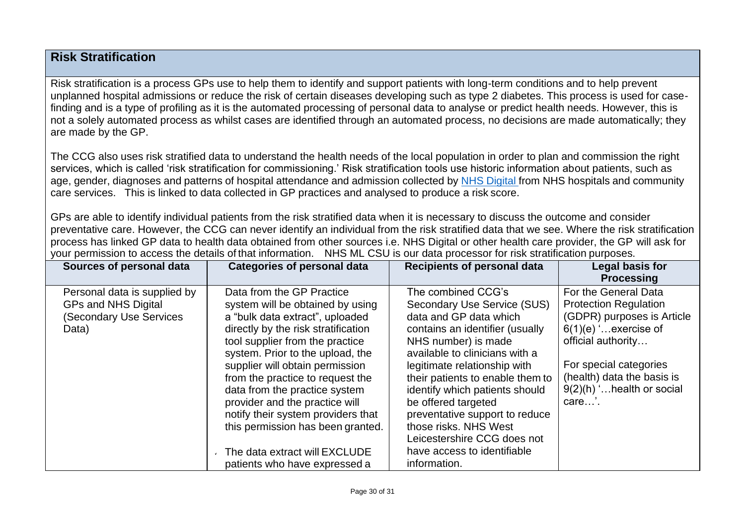## Risk Stratification

Risk stratification is a process GPs use to help them to identify and support patients with long-term conditions and to help prevent unplanned hospital admissions or reduce the risk of certain diseases developing such as type 2 diabetes. This process is used for case-finding and is a type of profiling as it is the automated processing of personal data to analyse or predict health needs. However, this is not a solely automated process as whilst cases are identified through an automated process, no decisions are made automatically; they are made by the GP.

The CCG also uses risk stratified data to understand the health needs of the local population in order to plan and commission the right services, which is called 'risk stratification for commissioning.' Risk stratification tools use historic information about patients, such as age, gender, diagnoses and patterns of hospital attendance and admission collected by [NHS Digital](#) from NHS hospitals and community care services. This is linked to data collected in GP practices and analysed to produce a risk score.

GPs are able to identify individual patients from the risk stratified data when it is necessary to discuss the outcome and consider preventative care. However, the CCG can never identify an individual from the risk stratified data that we see. Where the risk stratification process has linked GP data to health data obtained from other sources i.e. NHS Digital or other health care provider, the GP will ask for your permission to access the details of that information. NHS ML CSU is our data processor for risk stratification purposes.

| Sources of personal data | Categories of personal data | Recipients of personal data | Legal basis for Processing |
|---|---|---|---|
| Personal data is supplied by GPs and NHS Digital (Secondary Use Services Data) | Data from the GP Practice system will be obtained by using a "bulk data extract", uploaded directly by the risk stratification tool supplier from the practice system. Prior to the upload, the supplier will obtain permission from the practice to request the data from the practice system provider and the practice will notify their system providers that this permission has been granted.<br><br>- The data extract will EXCLUDE patients who have expressed a | The combined CCG's Secondary Use Service (SUS) data and GP data which contains an identifier (usually NHS number) is made available to clinicians with a legitimate relationship with their patients to enable them to identify which patients should be offered targeted preventative support to reduce those risks. NHS West Leicestershire CCG does not have access to identifiable information. | For the General Data Protection Regulation (GDPR) purposes is Article 6(1)(e) '…exercise of official authority…<br><br>For special categories (health) data the basis is 9(2)(h) '…health or social care…'. |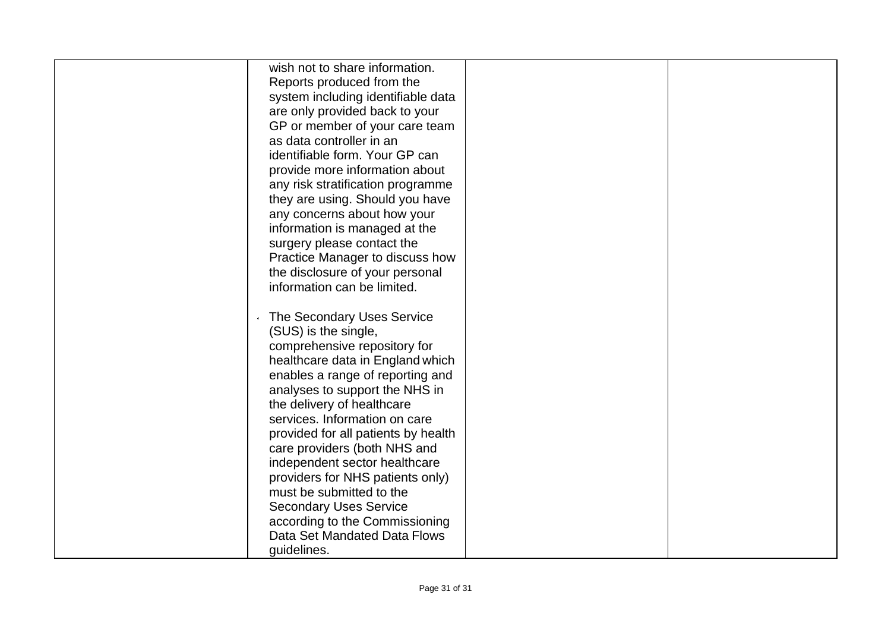| | | | |
|---|---|---|---|
| | wish not to share information. Reports produced from the system including identifiable data are only provided back to your GP or member of your care team as data controller in an identifiable form. Your GP can provide more information about any risk stratification programme they are using. Should you have any concerns about how your information is managed at the surgery please contact the Practice Manager to discuss how the disclosure of your personal information can be limited.<br><br>- The Secondary Uses Service (SUS) is the single, comprehensive repository for healthcare data in England which enables a range of reporting and analyses to support the NHS in the delivery of healthcare services. Information on care provided for all patients by health care providers (both NHS and independent sector healthcare providers for NHS patients only) must be submitted to the Secondary Uses Service according to the Commissioning Data Set Mandated Data Flows guidelines. | | |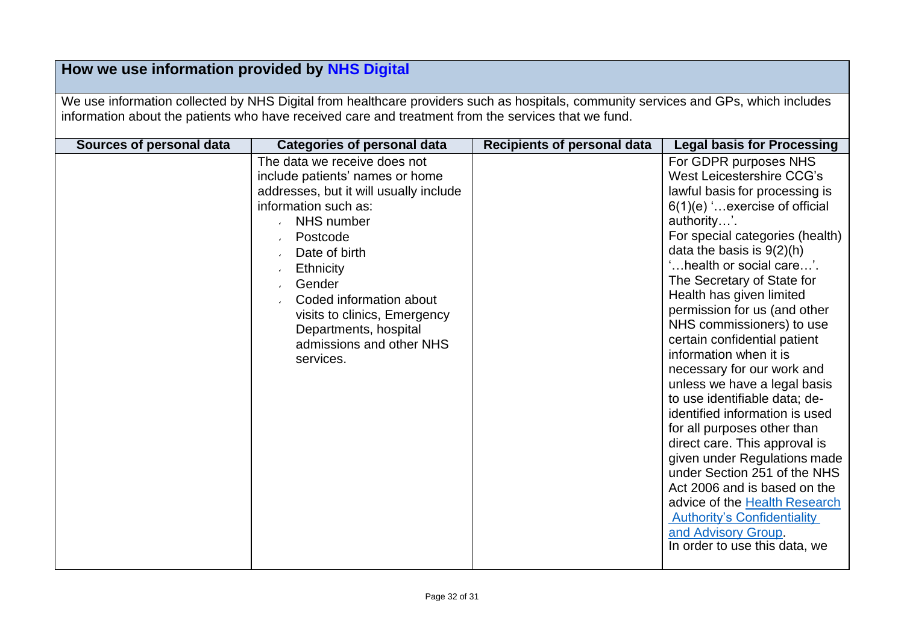## How we use information provided by NHS Digital

We use information collected by NHS Digital from healthcare providers such as hospitals, community services and GPs, which includes information about the patients who have received care and treatment from the services that we fund.

| Sources of personal data | Categories of personal data | Recipients of personal data | Legal basis for Processing |
|---|---|---|---|
| | The data we receive does not include patients' names or home addresses, but it will usually include information such as:<br>- NHS number<br>- Postcode<br>- Date of birth<br>- Ethnicity<br>- Gender<br>- Coded information about visits to clinics, Emergency Departments, hospital admissions and other NHS services. | | For GDPR purposes NHS West Leicestershire CCG's lawful basis for processing is 6(1)(e) '…exercise of official authority…'.<br>For special categories (health) data the basis is 9(2)(h) '…health or social care…'.<br>The Secretary of State for Health has given limited permission for us (and other NHS commissioners) to use certain confidential patient information when it is necessary for our work and unless we have a legal basis to use identifiable data; de-identified information is used for all purposes other than direct care. This approval is given under Regulations made under Section 251 of the NHS Act 2006 and is based on the advice of the Health Research Authority's Confidentiality and Advisory Group.<br>In order to use this data, we |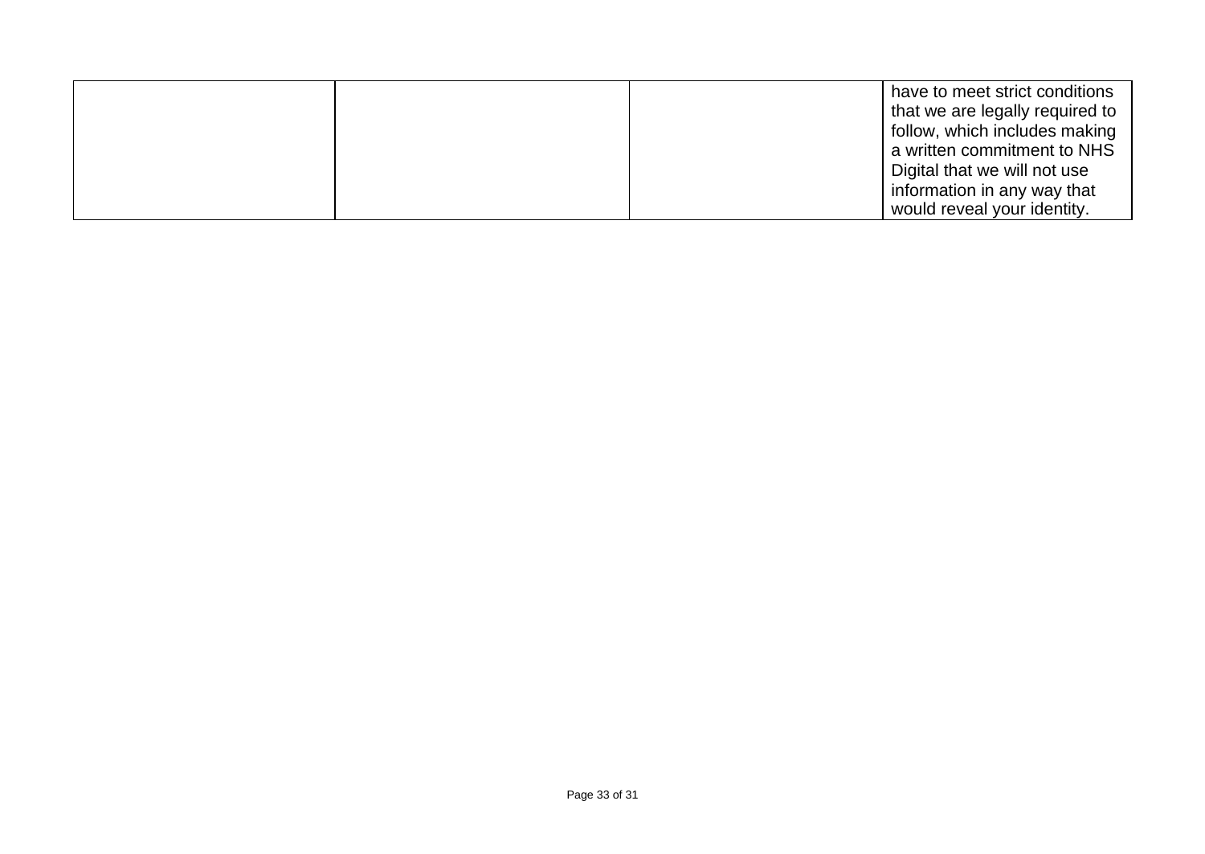| | | | |
|---|---|---|---|
| | | | have to meet strict conditions that we are legally required to follow, which includes making a written commitment to NHS Digital that we will not use information in any way that would reveal your identity. |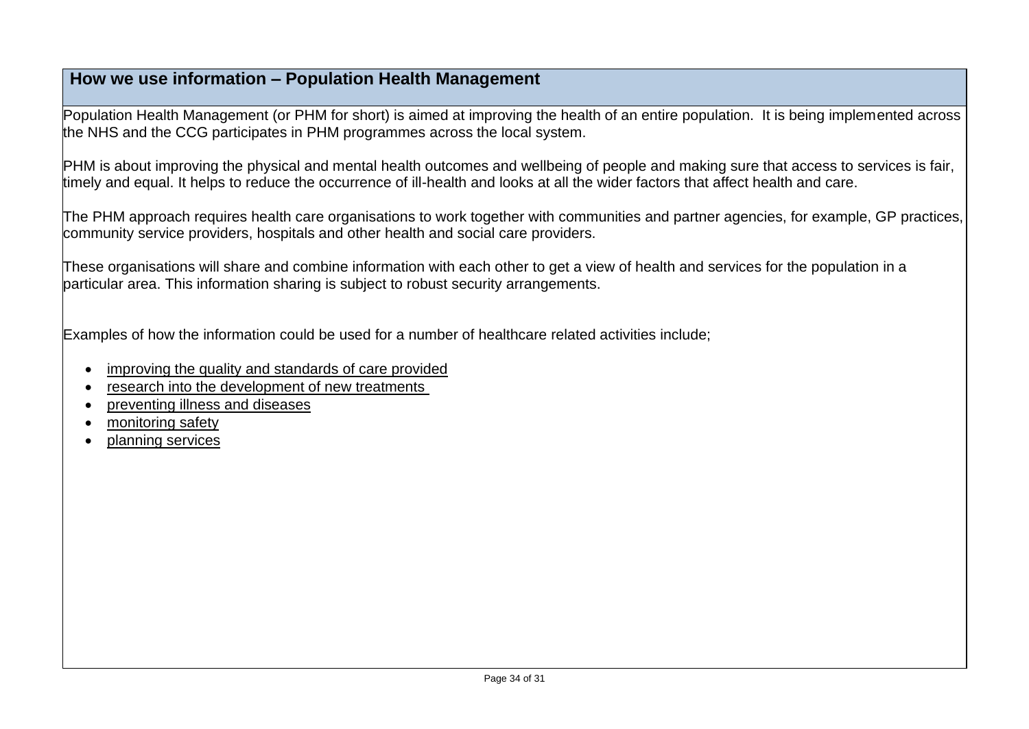## How we use information – Population Health Management

Population Health Management (or PHM for short) is aimed at improving the health of an entire population. It is being implemented across the NHS and the CCG participates in PHM programmes across the local system.

PHM is about improving the physical and mental health outcomes and wellbeing of people and making sure that access to services is fair, timely and equal. It helps to reduce the occurrence of ill-health and looks at all the wider factors that affect health and care.

The PHM approach requires health care organisations to work together with communities and partner agencies, for example, GP practices, community service providers, hospitals and other health and social care providers.

These organisations will share and combine information with each other to get a view of health and services for the population in a particular area. This information sharing is subject to robust security arrangements.

Examples of how the information could be used for a number of healthcare related activities include;

- improving the quality and standards of care provided
- research into the development of new treatments
- preventing illness and diseases
- monitoring safety
- planning services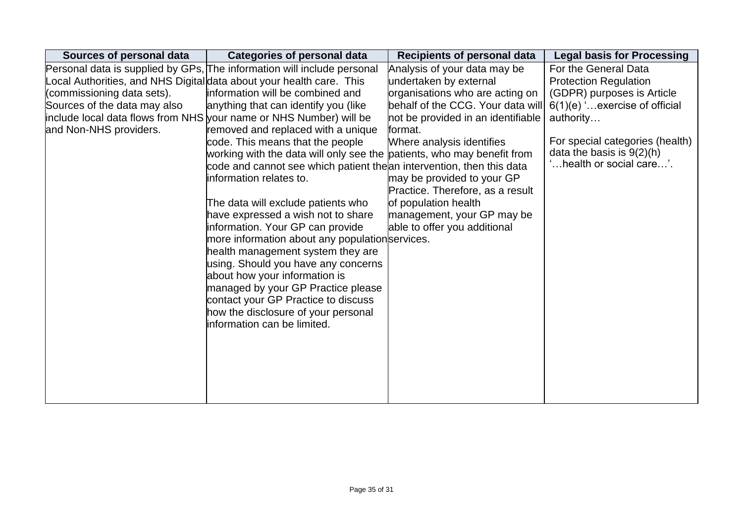| Sources of personal data | Categories of personal data | Recipients of personal data | Legal basis for Processing |
|---|---|---|---|
| Personal data is supplied by GPs, Local Authorities, and NHS Digital (commissioning data sets). Sources of the data may also include local data flows from NHS and Non-NHS providers. | The information will include personal data about your health care. This information will be combined and anything that can identify you (like your name or NHS Number) will be removed and replaced with a unique code. This means that the people working with the data will only see the code and cannot see which patient the information relates to.<br><br>The data will exclude patients who have expressed a wish not to share information. Your GP can provide more information about any population health management system they are using. Should you have any concerns about how your information is managed by your GP Practice please contact your GP Practice to discuss how the disclosure of your personal information can be limited. | Analysis of your data may be undertaken by external organisations who are acting on behalf of the CCG. Your data will not be provided in an identifiable format.<br>Where analysis identifies patients, who may benefit from an intervention, then this data may be provided to your GP Practice. Therefore, as a result of population health management, your GP may be able to offer you additional services. | For the General Data Protection Regulation (GDPR) purposes is Article 6(1)(e) '…exercise of official authority…<br><br>For special categories (health) data the basis is 9(2)(h) '…health or social care…'. |